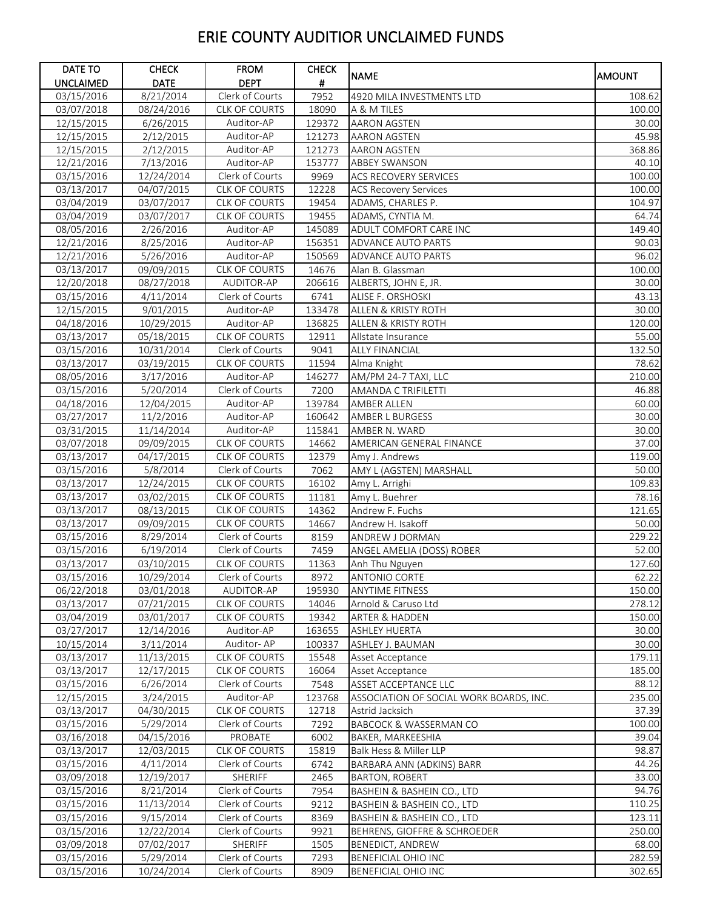# ERIE COUNTY AUDITIOR UNCLAIMED FUNDS

| DATE TO UNCLAIMED | CHECK DATE | FROM DEPT | CHECK # | NAME | AMOUNT |
|---|---|---|---|---|---|
| 03/15/2016 | 8/21/2014 | Clerk of Courts | 7952 | 4920 MILA INVESTMENTS LTD | 108.62 |
| 03/07/2018 | 08/24/2016 | CLK OF COURTS | 18090 | A & M TILES | 100.00 |
| 12/15/2015 | 6/26/2015 | Auditor-AP | 129372 | AARON AGSTEN | 30.00 |
| 12/15/2015 | 2/12/2015 | Auditor-AP | 121273 | AARON AGSTEN | 45.98 |
| 12/15/2015 | 2/12/2015 | Auditor-AP | 121273 | AARON AGSTEN | 368.86 |
| 12/21/2016 | 7/13/2016 | Auditor-AP | 153777 | ABBEY SWANSON | 40.10 |
| 03/15/2016 | 12/24/2014 | Clerk of Courts | 9969 | ACS RECOVERY SERVICES | 100.00 |
| 03/13/2017 | 04/07/2015 | CLK OF COURTS | 12228 | ACS Recovery Services | 100.00 |
| 03/04/2019 | 03/07/2017 | CLK OF COURTS | 19454 | ADAMS, CHARLES P. | 104.97 |
| 03/04/2019 | 03/07/2017 | CLK OF COURTS | 19455 | ADAMS, CYNTIA M. | 64.74 |
| 08/05/2016 | 2/26/2016 | Auditor-AP | 145089 | ADULT COMFORT CARE INC | 149.40 |
| 12/21/2016 | 8/25/2016 | Auditor-AP | 156351 | ADVANCE AUTO PARTS | 90.03 |
| 12/21/2016 | 5/26/2016 | Auditor-AP | 150569 | ADVANCE AUTO PARTS | 96.02 |
| 03/13/2017 | 09/09/2015 | CLK OF COURTS | 14676 | Alan B. Glassman | 100.00 |
| 12/20/2018 | 08/27/2018 | AUDITOR-AP | 206616 | ALBERTS, JOHN E, JR. | 30.00 |
| 03/15/2016 | 4/11/2014 | Clerk of Courts | 6741 | ALISE F. ORSHOSKI | 43.13 |
| 12/15/2015 | 9/01/2015 | Auditor-AP | 133478 | ALLEN & KRISTY ROTH | 30.00 |
| 04/18/2016 | 10/29/2015 | Auditor-AP | 136825 | ALLEN & KRISTY ROTH | 120.00 |
| 03/13/2017 | 05/18/2015 | CLK OF COURTS | 12911 | Allstate Insurance | 55.00 |
| 03/15/2016 | 10/31/2014 | Clerk of Courts | 9041 | ALLY FINANCIAL | 132.50 |
| 03/13/2017 | 03/19/2015 | CLK OF COURTS | 11594 | Alma Knight | 78.62 |
| 08/05/2016 | 3/17/2016 | Auditor-AP | 146277 | AM/PM 24-7 TAXI, LLC | 210.00 |
| 03/15/2016 | 5/20/2014 | Clerk of Courts | 7200 | AMANDA C TRIFILETTI | 46.88 |
| 04/18/2016 | 12/04/2015 | Auditor-AP | 139784 | AMBER ALLEN | 60.00 |
| 03/27/2017 | 11/2/2016 | Auditor-AP | 160642 | AMBER L BURGESS | 30.00 |
| 03/31/2015 | 11/14/2014 | Auditor-AP | 115841 | AMBER N. WARD | 30.00 |
| 03/07/2018 | 09/09/2015 | CLK OF COURTS | 14662 | AMERICAN GENERAL FINANCE | 37.00 |
| 03/13/2017 | 04/17/2015 | CLK OF COURTS | 12379 | Amy J. Andrews | 119.00 |
| 03/15/2016 | 5/8/2014 | Clerk of Courts | 7062 | AMY L (AGSTEN) MARSHALL | 50.00 |
| 03/13/2017 | 12/24/2015 | CLK OF COURTS | 16102 | Amy L. Arrighi | 109.83 |
| 03/13/2017 | 03/02/2015 | CLK OF COURTS | 11181 | Amy L. Buehrer | 78.16 |
| 03/13/2017 | 08/13/2015 | CLK OF COURTS | 14362 | Andrew F. Fuchs | 121.65 |
| 03/13/2017 | 09/09/2015 | CLK OF COURTS | 14667 | Andrew H. Isakoff | 50.00 |
| 03/15/2016 | 8/29/2014 | Clerk of Courts | 8159 | ANDREW J DORMAN | 229.22 |
| 03/15/2016 | 6/19/2014 | Clerk of Courts | 7459 | ANGEL AMELIA (DOSS) ROBER | 52.00 |
| 03/13/2017 | 03/10/2015 | CLK OF COURTS | 11363 | Anh Thu Nguyen | 127.60 |
| 03/15/2016 | 10/29/2014 | Clerk of Courts | 8972 | ANTONIO CORTE | 62.22 |
| 06/22/2018 | 03/01/2018 | AUDITOR-AP | 195930 | ANYTIME FITNESS | 150.00 |
| 03/13/2017 | 07/21/2015 | CLK OF COURTS | 14046 | Arnold & Caruso Ltd | 278.12 |
| 03/04/2019 | 03/01/2017 | CLK OF COURTS | 19342 | ARTER & HADDEN | 150.00 |
| 03/27/2017 | 12/14/2016 | Auditor-AP | 163655 | ASHLEY HUERTA | 30.00 |
| 10/15/2014 | 3/11/2014 | Auditor- AP | 100337 | ASHLEY J. BAUMAN | 30.00 |
| 03/13/2017 | 11/13/2015 | CLK OF COURTS | 15548 | Asset Acceptance | 179.11 |
| 03/13/2017 | 12/17/2015 | CLK OF COURTS | 16064 | Asset Acceptance | 185.00 |
| 03/15/2016 | 6/26/2014 | Clerk of Courts | 7548 | ASSET ACCEPTANCE LLC | 88.12 |
| 12/15/2015 | 3/24/2015 | Auditor-AP | 123768 | ASSOCIATION OF SOCIAL WORK BOARDS, INC. | 235.00 |
| 03/13/2017 | 04/30/2015 | CLK OF COURTS | 12718 | Astrid Jacksich | 37.39 |
| 03/15/2016 | 5/29/2014 | Clerk of Courts | 7292 | BABCOCK & WASSERMAN CO | 100.00 |
| 03/16/2018 | 04/15/2016 | PROBATE | 6002 | BAKER, MARKEESHIA | 39.04 |
| 03/13/2017 | 12/03/2015 | CLK OF COURTS | 15819 | Balk Hess & Miller LLP | 98.87 |
| 03/15/2016 | 4/11/2014 | Clerk of Courts | 6742 | BARBARA ANN (ADKINS) BARR | 44.26 |
| 03/09/2018 | 12/19/2017 | SHERIFF | 2465 | BARTON, ROBERT | 33.00 |
| 03/15/2016 | 8/21/2014 | Clerk of Courts | 7954 | BASHEIN & BASHEIN CO., LTD | 94.76 |
| 03/15/2016 | 11/13/2014 | Clerk of Courts | 9212 | BASHEIN & BASHEIN CO., LTD | 110.25 |
| 03/15/2016 | 9/15/2014 | Clerk of Courts | 8369 | BASHEIN & BASHEIN CO., LTD | 123.11 |
| 03/15/2016 | 12/22/2014 | Clerk of Courts | 9921 | BEHRENS, GIOFFRE & SCHROEDER | 250.00 |
| 03/09/2018 | 07/02/2017 | SHERIFF | 1505 | BENEDICT, ANDREW | 68.00 |
| 03/15/2016 | 5/29/2014 | Clerk of Courts | 7293 | BENEFICIAL OHIO INC | 282.59 |
| 03/15/2016 | 10/24/2014 | Clerk of Courts | 8909 | BENEFICIAL OHIO INC | 302.65 |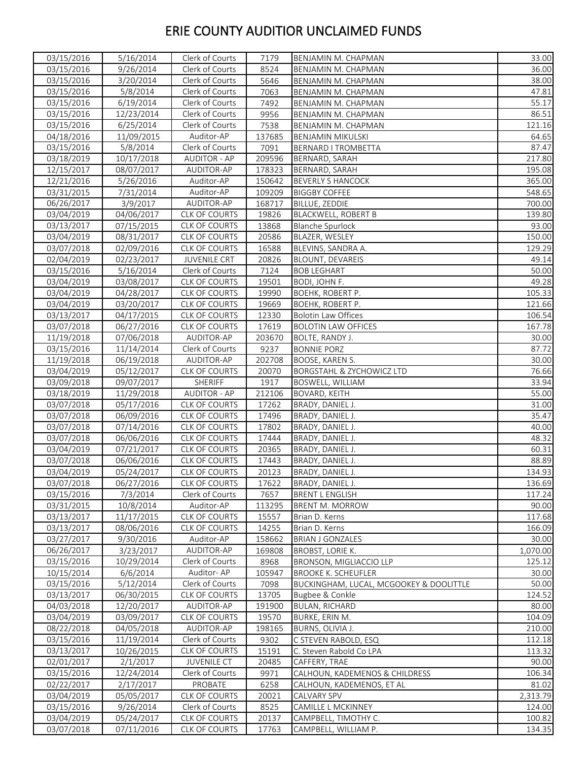# ERIE COUNTY AUDITIOR UNCLAIMED FUNDS

| | | | | | |
|---|---|---|---|---|---|
| 03/15/2016 | 5/16/2014 | Clerk of Courts | 7179 | BENJAMIN M. CHAPMAN | 33.00 |
| 03/15/2016 | 9/26/2014 | Clerk of Courts | 8524 | BENJAMIN M. CHAPMAN | 36.00 |
| 03/15/2016 | 3/20/2014 | Clerk of Courts | 5646 | BENJAMIN M. CHAPMAN | 38.00 |
| 03/15/2016 | 5/8/2014 | Clerk of Courts | 7063 | BENJAMIN M. CHAPMAN | 47.81 |
| 03/15/2016 | 6/19/2014 | Clerk of Courts | 7492 | BENJAMIN M. CHAPMAN | 55.17 |
| 03/15/2016 | 12/23/2014 | Clerk of Courts | 9956 | BENJAMIN M. CHAPMAN | 86.51 |
| 03/15/2016 | 6/25/2014 | Clerk of Courts | 7538 | BENJAMIN M. CHAPMAN | 121.16 |
| 04/18/2016 | 11/09/2015 | Auditor-AP | 137685 | BENJAMIN MIKULSKI | 64.65 |
| 03/15/2016 | 5/8/2014 | Clerk of Courts | 7091 | BERNARD I TROMBETTA | 87.47 |
| 03/18/2019 | 10/17/2018 | AUDITOR - AP | 209596 | BERNARD, SARAH | 217.80 |
| 12/15/2017 | 08/07/2017 | AUDITOR-AP | 178323 | BERNARD, SARAH | 195.08 |
| 12/21/2016 | 5/26/2016 | Auditor-AP | 150642 | BEVERLY S HANCOCK | 365.00 |
| 03/31/2015 | 7/31/2014 | Auditor-AP | 109209 | BIGGBY COFFEE | 548.65 |
| 06/26/2017 | 3/9/2017 | AUDITOR-AP | 168717 | BILLUE, ZEDDIE | 700.00 |
| 03/04/2019 | 04/06/2017 | CLK OF COURTS | 19826 | BLACKWELL, ROBERT B | 139.80 |
| 03/13/2017 | 07/15/2015 | CLK OF COURTS | 13868 | Blanche Spurlock | 93.00 |
| 03/04/2019 | 08/31/2017 | CLK OF COURTS | 20586 | BLAZER, WESLEY | 150.00 |
| 03/07/2018 | 02/09/2016 | CLK OF COURTS | 16588 | BLEVINS, SANDRA A. | 129.29 |
| 02/04/2019 | 02/23/2017 | JUVENILE CRT | 20826 | BLOUNT, DEVAREIS | 49.14 |
| 03/15/2016 | 5/16/2014 | Clerk of Courts | 7124 | BOB LEGHART | 50.00 |
| 03/04/2019 | 03/08/2017 | CLK OF COURTS | 19501 | BODI, JOHN F. | 49.28 |
| 03/04/2019 | 04/28/2017 | CLK OF COURTS | 19990 | BOEHK, ROBERT P. | 105.33 |
| 03/04/2019 | 03/20/2017 | CLK OF COURTS | 19669 | BOEHK, ROBERT P. | 121.66 |
| 03/13/2017 | 04/17/2015 | CLK OF COURTS | 12330 | Bolotin Law Offices | 106.54 |
| 03/07/2018 | 06/27/2016 | CLK OF COURTS | 17619 | BOLOTIN LAW OFFICES | 167.78 |
| 11/19/2018 | 07/06/2018 | AUDITOR-AP | 203670 | BOLTE, RANDY J. | 30.00 |
| 03/15/2016 | 11/14/2014 | Clerk of Courts | 9237 | BONNIE PORZ | 87.72 |
| 11/19/2018 | 06/19/2018 | AUDITOR-AP | 202708 | BOOSE, KAREN S. | 30.00 |
| 03/04/2019 | 05/12/2017 | CLK OF COURTS | 20070 | BORGSTAHL & ZYCHOWICZ LTD | 76.66 |
| 03/09/2018 | 09/07/2017 | SHERIFF | 1917 | BOSWELL, WILLIAM | 33.94 |
| 03/18/2019 | 11/29/2018 | AUDITOR - AP | 212106 | BOVARD, KEITH | 55.00 |
| 03/07/2018 | 05/17/2016 | CLK OF COURTS | 17262 | BRADY, DANIEL J. | 31.00 |
| 03/07/2018 | 06/09/2016 | CLK OF COURTS | 17496 | BRADY, DANIEL J. | 35.47 |
| 03/07/2018 | 07/14/2016 | CLK OF COURTS | 17802 | BRADY, DANIEL J. | 40.00 |
| 03/07/2018 | 06/06/2016 | CLK OF COURTS | 17444 | BRADY, DANIEL J. | 48.32 |
| 03/04/2019 | 07/21/2017 | CLK OF COURTS | 20365 | BRADY, DANIEL J. | 60.31 |
| 03/07/2018 | 06/06/2016 | CLK OF COURTS | 17443 | BRADY, DANIEL J. | 88.89 |
| 03/04/2019 | 05/24/2017 | CLK OF COURTS | 20123 | BRADY, DANIEL J. | 134.93 |
| 03/07/2018 | 06/27/2016 | CLK OF COURTS | 17622 | BRADY, DANIEL J. | 136.69 |
| 03/15/2016 | 7/3/2014 | Clerk of Courts | 7657 | BRENT L ENGLISH | 117.24 |
| 03/31/2015 | 10/8/2014 | Auditor-AP | 113295 | BRENT M. MORROW | 90.00 |
| 03/13/2017 | 11/17/2015 | CLK OF COURTS | 15557 | Brian D. Kerns | 117.68 |
| 03/13/2017 | 08/06/2015 | CLK OF COURTS | 14255 | Brian D. Kerns | 166.09 |
| 03/27/2017 | 9/30/2016 | Auditor-AP | 158662 | BRIAN J GONZALES | 30.00 |
| 06/26/2017 | 3/23/2017 | AUDITOR-AP | 169808 | BROBST, LORIE K. | 1,070.00 |
| 03/15/2016 | 10/29/2014 | Clerk of Courts | 8968 | BRONSON, MIGLIACCIO LLP | 125.12 |
| 10/15/2014 | 6/6/2014 | Auditor- AP | 105947 | BROOKE K. SCHEUFLER | 30.00 |
| 03/15/2016 | 5/12/2014 | Clerk of Courts | 7098 | BUCKINGHAM, LUCAL, MCGOOKEY & DOOLITTLE | 50.00 |
| 03/13/2017 | 06/30/2015 | CLK OF COURTS | 13705 | Bugbee & Conkle | 124.52 |
| 04/03/2018 | 12/20/2017 | AUDITOR-AP | 191900 | BULAN, RICHARD | 80.00 |
| 03/04/2019 | 03/09/2017 | CLK OF COURTS | 19570 | BURKE, ERIN M. | 104.09 |
| 08/22/2018 | 04/05/2018 | AUDITOR-AP | 198165 | BURNS, OLIVIA J. | 210.00 |
| 03/15/2016 | 11/19/2014 | Clerk of Courts | 9302 | C STEVEN RABOLD, ESQ | 112.18 |
| 03/13/2017 | 10/26/2015 | CLK OF COURTS | 15191 | C. Steven Rabold Co LPA | 113.32 |
| 02/01/2017 | 2/1/2017 | JUVENILE CT | 20485 | CAFFERY, TRAE | 90.00 |
| 03/15/2016 | 12/24/2014 | Clerk of Courts | 9971 | CALHOUN, KADEMENOS & CHILDRESS | 106.34 |
| 02/22/2017 | 2/17/2017 | PROBATE | 6258 | CALHOUN, KADEMENOS, ET AL | 81.02 |
| 03/04/2019 | 05/05/2017 | CLK OF COURTS | 20021 | CALVARY SPV | 2,313.79 |
| 03/15/2016 | 9/26/2014 | Clerk of Courts | 8525 | CAMILLE L MCKINNEY | 124.00 |
| 03/04/2019 | 05/24/2017 | CLK OF COURTS | 20137 | CAMPBELL, TIMOTHY C. | 100.82 |
| 03/07/2018 | 07/11/2016 | CLK OF COURTS | 17763 | CAMPBELL, WILLIAM P. | 134.35 |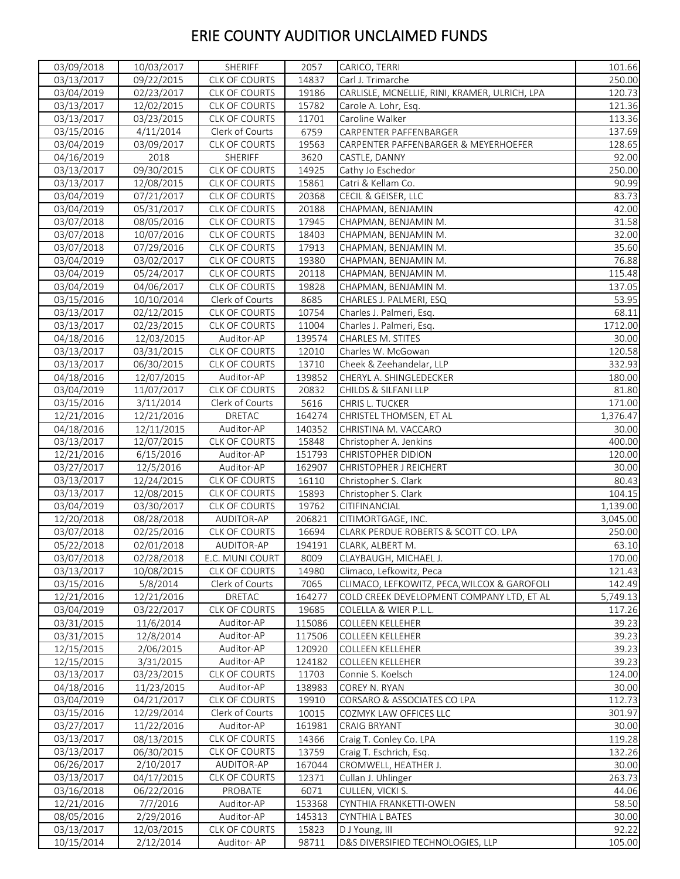# ERIE COUNTY AUDITIOR UNCLAIMED FUNDS

| | | | | | |
|---|---|---|---|---|---|
| 03/09/2018 | 10/03/2017 | SHERIFF | 2057 | CARICO, TERRI | 101.66 |
| 03/13/2017 | 09/22/2015 | CLK OF COURTS | 14837 | Carl J. Trimarche | 250.00 |
| 03/04/2019 | 02/23/2017 | CLK OF COURTS | 19186 | CARLISLE, MCNELLIE, RINI, KRAMER, ULRICH, LPA | 120.73 |
| 03/13/2017 | 12/02/2015 | CLK OF COURTS | 15782 | Carole A. Lohr, Esq. | 121.36 |
| 03/13/2017 | 03/23/2015 | CLK OF COURTS | 11701 | Caroline Walker | 113.36 |
| 03/15/2016 | 4/11/2014 | Clerk of Courts | 6759 | CARPENTER PAFFENBARGER | 137.69 |
| 03/04/2019 | 03/09/2017 | CLK OF COURTS | 19563 | CARPENTER PAFFENBARGER & MEYERHOEFER | 128.65 |
| 04/16/2019 | 2018 | SHERIFF | 3620 | CASTLE, DANNY | 92.00 |
| 03/13/2017 | 09/30/2015 | CLK OF COURTS | 14925 | Cathy Jo Eschedor | 250.00 |
| 03/13/2017 | 12/08/2015 | CLK OF COURTS | 15861 | Catri & Kellam Co. | 90.99 |
| 03/04/2019 | 07/21/2017 | CLK OF COURTS | 20368 | CECIL & GEISER, LLC | 83.73 |
| 03/04/2019 | 05/31/2017 | CLK OF COURTS | 20188 | CHAPMAN, BENJAMIN | 42.00 |
| 03/07/2018 | 08/05/2016 | CLK OF COURTS | 17945 | CHAPMAN, BENJAMIN M. | 31.58 |
| 03/07/2018 | 10/07/2016 | CLK OF COURTS | 18403 | CHAPMAN, BENJAMIN M. | 32.00 |
| 03/07/2018 | 07/29/2016 | CLK OF COURTS | 17913 | CHAPMAN, BENJAMIN M. | 35.60 |
| 03/04/2019 | 03/02/2017 | CLK OF COURTS | 19380 | CHAPMAN, BENJAMIN M. | 76.88 |
| 03/04/2019 | 05/24/2017 | CLK OF COURTS | 20118 | CHAPMAN, BENJAMIN M. | 115.48 |
| 03/04/2019 | 04/06/2017 | CLK OF COURTS | 19828 | CHAPMAN, BENJAMIN M. | 137.05 |
| 03/15/2016 | 10/10/2014 | Clerk of Courts | 8685 | CHARLES J. PALMERI, ESQ | 53.95 |
| 03/13/2017 | 02/12/2015 | CLK OF COURTS | 10754 | Charles J. Palmeri, Esq. | 68.11 |
| 03/13/2017 | 02/23/2015 | CLK OF COURTS | 11004 | Charles J. Palmeri, Esq. | 1712.00 |
| 04/18/2016 | 12/03/2015 | Auditor-AP | 139574 | CHARLES M. STITES | 30.00 |
| 03/13/2017 | 03/31/2015 | CLK OF COURTS | 12010 | Charles W. McGowan | 120.58 |
| 03/13/2017 | 06/30/2015 | CLK OF COURTS | 13710 | Cheek & Zeehandelar, LLP | 332.93 |
| 04/18/2016 | 12/07/2015 | Auditor-AP | 139852 | CHERYL A. SHINGLEDECKER | 180.00 |
| 03/04/2019 | 11/07/2017 | CLK OF COURTS | 20832 | CHILDS & SILFANI LLP | 81.80 |
| 03/15/2016 | 3/11/2014 | Clerk of Courts | 5616 | CHRIS L. TUCKER | 171.00 |
| 12/21/2016 | 12/21/2016 | DRETAC | 164274 | CHRISTEL THOMSEN, ET AL | 1,376.47 |
| 04/18/2016 | 12/11/2015 | Auditor-AP | 140352 | CHRISTINA M. VACCARO | 30.00 |
| 03/13/2017 | 12/07/2015 | CLK OF COURTS | 15848 | Christopher A. Jenkins | 400.00 |
| 12/21/2016 | 6/15/2016 | Auditor-AP | 151793 | CHRISTOPHER DIDION | 120.00 |
| 03/27/2017 | 12/5/2016 | Auditor-AP | 162907 | CHRISTOPHER J REICHERT | 30.00 |
| 03/13/2017 | 12/24/2015 | CLK OF COURTS | 16110 | Christopher S. Clark | 80.43 |
| 03/13/2017 | 12/08/2015 | CLK OF COURTS | 15893 | Christopher S. Clark | 104.15 |
| 03/04/2019 | 03/30/2017 | CLK OF COURTS | 19762 | CITIFINANCIAL | 1,139.00 |
| 12/20/2018 | 08/28/2018 | AUDITOR-AP | 206821 | CITIMORTGAGE, INC. | 3,045.00 |
| 03/07/2018 | 02/25/2016 | CLK OF COURTS | 16694 | CLARK PERDUE ROBERTS & SCOTT CO. LPA | 250.00 |
| 05/22/2018 | 02/01/2018 | AUDITOR-AP | 194191 | CLARK, ALBERT M. | 63.10 |
| 03/07/2018 | 02/28/2018 | E.C. MUNI COURT | 8009 | CLAYBAUGH, MICHAEL J. | 170.00 |
| 03/13/2017 | 10/08/2015 | CLK OF COURTS | 14980 | Climaco, Lefkowitz, Peca | 121.43 |
| 03/15/2016 | 5/8/2014 | Clerk of Courts | 7065 | CLIMACO, LEFKOWITZ, PECA,WILCOX & GAROFOLI | 142.49 |
| 12/21/2016 | 12/21/2016 | DRETAC | 164277 | COLD CREEK DEVELOPMENT COMPANY LTD, ET AL | 5,749.13 |
| 03/04/2019 | 03/22/2017 | CLK OF COURTS | 19685 | COLELLA & WIER P.L.L. | 117.26 |
| 03/31/2015 | 11/6/2014 | Auditor-AP | 115086 | COLLEEN KELLEHER | 39.23 |
| 03/31/2015 | 12/8/2014 | Auditor-AP | 117506 | COLLEEN KELLEHER | 39.23 |
| 12/15/2015 | 2/06/2015 | Auditor-AP | 120920 | COLLEEN KELLEHER | 39.23 |
| 12/15/2015 | 3/31/2015 | Auditor-AP | 124182 | COLLEEN KELLEHER | 39.23 |
| 03/13/2017 | 03/23/2015 | CLK OF COURTS | 11703 | Connie S. Koelsch | 124.00 |
| 04/18/2016 | 11/23/2015 | Auditor-AP | 138983 | COREY N. RYAN | 30.00 |
| 03/04/2019 | 04/21/2017 | CLK OF COURTS | 19910 | CORSARO & ASSOCIATES CO LPA | 112.73 |
| 03/15/2016 | 12/29/2014 | Clerk of Courts | 10015 | COZMYK LAW OFFICES LLC | 301.97 |
| 03/27/2017 | 11/22/2016 | Auditor-AP | 161981 | CRAIG BRYANT | 30.00 |
| 03/13/2017 | 08/13/2015 | CLK OF COURTS | 14366 | Craig T. Conley Co. LPA | 119.28 |
| 03/13/2017 | 06/30/2015 | CLK OF COURTS | 13759 | Craig T. Eschrich, Esq. | 132.26 |
| 06/26/2017 | 2/10/2017 | AUDITOR-AP | 167044 | CROMWELL, HEATHER J. | 30.00 |
| 03/13/2017 | 04/17/2015 | CLK OF COURTS | 12371 | Cullan J. Uhlinger | 263.73 |
| 03/16/2018 | 06/22/2016 | PROBATE | 6071 | CULLEN, VICKI S. | 44.06 |
| 12/21/2016 | 7/7/2016 | Auditor-AP | 153368 | CYNTHIA FRANKETTI-OWEN | 58.50 |
| 08/05/2016 | 2/29/2016 | Auditor-AP | 145313 | CYNTHIA L BATES | 30.00 |
| 03/13/2017 | 12/03/2015 | CLK OF COURTS | 15823 | D J Young, III | 92.22 |
| 10/15/2014 | 2/12/2014 | Auditor- AP | 98711 | D&S DIVERSIFIED TECHNOLOGIES, LLP | 105.00 |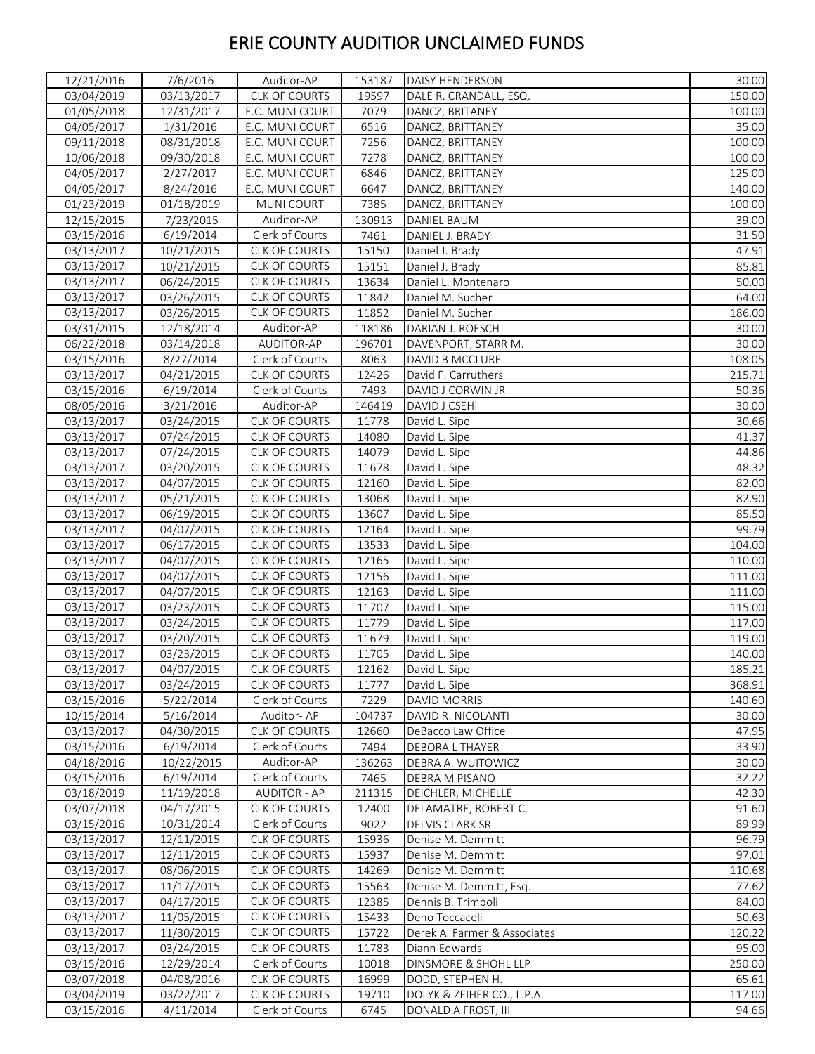# ERIE COUNTY AUDITIOR UNCLAIMED FUNDS

| | | | | | |
|---|---|---|---|---|---|
| 12/21/2016 | 7/6/2016 | Auditor-AP | 153187 | DAISY HENDERSON | 30.00 |
| 03/04/2019 | 03/13/2017 | CLK OF COURTS | 19597 | DALE R. CRANDALL, ESQ. | 150.00 |
| 01/05/2018 | 12/31/2017 | E.C. MUNI COURT | 7079 | DANCZ, BRITANEY | 100.00 |
| 04/05/2017 | 1/31/2016 | E.C. MUNI COURT | 6516 | DANCZ, BRITANEY | 35.00 |
| 09/11/2018 | 08/31/2018 | E.C. MUNI COURT | 7256 | DANCZ, BRITANEY | 100.00 |
| 10/06/2018 | 09/30/2018 | E.C. MUNI COURT | 7278 | DANCZ, BRITANEY | 100.00 |
| 04/05/2017 | 2/27/2017 | E.C. MUNI COURT | 6846 | DANCZ, BRITANEY | 125.00 |
| 04/05/2017 | 8/24/2016 | E.C. MUNI COURT | 6647 | DANCZ, BRITANEY | 140.00 |
| 01/23/2019 | 01/18/2019 | MUNI COURT | 7385 | DANCZ, BRITANEY | 100.00 |
| 12/15/2015 | 7/23/2015 | Auditor-AP | 130913 | DANIEL BAUM | 39.00 |
| 03/15/2016 | 6/19/2014 | Clerk of Courts | 7461 | DANIEL J. BRADY | 31.50 |
| 03/13/2017 | 10/21/2015 | CLK OF COURTS | 15150 | Daniel J. Brady | 47.91 |
| 03/13/2017 | 10/21/2015 | CLK OF COURTS | 15151 | Daniel J. Brady | 85.81 |
| 03/13/2017 | 06/24/2015 | CLK OF COURTS | 13634 | Daniel L. Montenaro | 50.00 |
| 03/13/2017 | 03/26/2015 | CLK OF COURTS | 11842 | Daniel M. Sucher | 64.00 |
| 03/13/2017 | 03/26/2015 | CLK OF COURTS | 11852 | Daniel M. Sucher | 186.00 |
| 03/31/2015 | 12/18/2014 | Auditor-AP | 118186 | DARIAN J. ROESCH | 30.00 |
| 06/22/2018 | 03/14/2018 | AUDITOR-AP | 196701 | DAVENPORT, STARR M. | 30.00 |
| 03/15/2016 | 8/27/2014 | Clerk of Courts | 8063 | DAVID B MCCLURE | 108.05 |
| 03/13/2017 | 04/21/2015 | CLK OF COURTS | 12426 | David F. Carruthers | 215.71 |
| 03/15/2016 | 6/19/2014 | Clerk of Courts | 7493 | DAVID J CORWIN JR | 50.36 |
| 08/05/2016 | 3/21/2016 | Auditor-AP | 146419 | DAVID J CSEHI | 30.00 |
| 03/13/2017 | 03/24/2015 | CLK OF COURTS | 11778 | David L. Sipe | 30.66 |
| 03/13/2017 | 07/24/2015 | CLK OF COURTS | 14080 | David L. Sipe | 41.37 |
| 03/13/2017 | 07/24/2015 | CLK OF COURTS | 14079 | David L. Sipe | 44.86 |
| 03/13/2017 | 03/20/2015 | CLK OF COURTS | 11678 | David L. Sipe | 48.32 |
| 03/13/2017 | 04/07/2015 | CLK OF COURTS | 12160 | David L. Sipe | 82.00 |
| 03/13/2017 | 05/21/2015 | CLK OF COURTS | 13068 | David L. Sipe | 82.90 |
| 03/13/2017 | 06/19/2015 | CLK OF COURTS | 13607 | David L. Sipe | 85.50 |
| 03/13/2017 | 04/07/2015 | CLK OF COURTS | 12164 | David L. Sipe | 99.79 |
| 03/13/2017 | 06/17/2015 | CLK OF COURTS | 13533 | David L. Sipe | 104.00 |
| 03/13/2017 | 04/07/2015 | CLK OF COURTS | 12165 | David L. Sipe | 110.00 |
| 03/13/2017 | 04/07/2015 | CLK OF COURTS | 12156 | David L. Sipe | 111.00 |
| 03/13/2017 | 04/07/2015 | CLK OF COURTS | 12163 | David L. Sipe | 111.00 |
| 03/13/2017 | 03/23/2015 | CLK OF COURTS | 11707 | David L. Sipe | 115.00 |
| 03/13/2017 | 03/24/2015 | CLK OF COURTS | 11779 | David L. Sipe | 117.00 |
| 03/13/2017 | 03/20/2015 | CLK OF COURTS | 11679 | David L. Sipe | 119.00 |
| 03/13/2017 | 03/23/2015 | CLK OF COURTS | 11705 | David L. Sipe | 140.00 |
| 03/13/2017 | 04/07/2015 | CLK OF COURTS | 12162 | David L. Sipe | 185.21 |
| 03/13/2017 | 03/24/2015 | CLK OF COURTS | 11777 | David L. Sipe | 368.91 |
| 03/15/2016 | 5/22/2014 | Clerk of Courts | 7229 | DAVID MORRIS | 140.60 |
| 10/15/2014 | 5/16/2014 | Auditor- AP | 104737 | DAVID R. NICOLANTI | 30.00 |
| 03/13/2017 | 04/30/2015 | CLK OF COURTS | 12660 | DeBacco Law Office | 47.95 |
| 03/15/2016 | 6/19/2014 | Clerk of Courts | 7494 | DEBORA L THAYER | 33.90 |
| 04/18/2016 | 10/22/2015 | Auditor-AP | 136263 | DEBRA A. WUITOWICZ | 30.00 |
| 03/15/2016 | 6/19/2014 | Clerk of Courts | 7465 | DEBRA M PISANO | 32.22 |
| 03/18/2019 | 11/19/2018 | AUDITOR - AP | 211315 | DEICHLER, MICHELLE | 42.30 |
| 03/07/2018 | 04/17/2015 | CLK OF COURTS | 12400 | DELAMATRE, ROBERT C. | 91.60 |
| 03/15/2016 | 10/31/2014 | Clerk of Courts | 9022 | DELVIS CLARK SR | 89.99 |
| 03/13/2017 | 12/11/2015 | CLK OF COURTS | 15936 | Denise M. Demmitt | 96.79 |
| 03/13/2017 | 12/11/2015 | CLK OF COURTS | 15937 | Denise M. Demmitt | 97.01 |
| 03/13/2017 | 08/06/2015 | CLK OF COURTS | 14269 | Denise M. Demmitt | 110.68 |
| 03/13/2017 | 11/17/2015 | CLK OF COURTS | 15563 | Denise M. Demmitt, Esq. | 77.62 |
| 03/13/2017 | 04/17/2015 | CLK OF COURTS | 12385 | Dennis B. Trimboli | 84.00 |
| 03/13/2017 | 11/05/2015 | CLK OF COURTS | 15433 | Deno Toccaceli | 50.63 |
| 03/13/2017 | 11/30/2015 | CLK OF COURTS | 15722 | Derek A. Farmer & Associates | 120.22 |
| 03/13/2017 | 03/24/2015 | CLK OF COURTS | 11783 | Diann Edwards | 95.00 |
| 03/15/2016 | 12/29/2014 | Clerk of Courts | 10018 | DINSMORE & SHOHL LLP | 250.00 |
| 03/07/2018 | 04/08/2016 | CLK OF COURTS | 16999 | DODD, STEPHEN H. | 65.61 |
| 03/04/2019 | 03/22/2017 | CLK OF COURTS | 19710 | DOLYK & ZEIHER CO., L.P.A. | 117.00 |
| 03/15/2016 | 4/11/2014 | Clerk of Courts | 6745 | DONALD A FROST, III | 94.66 |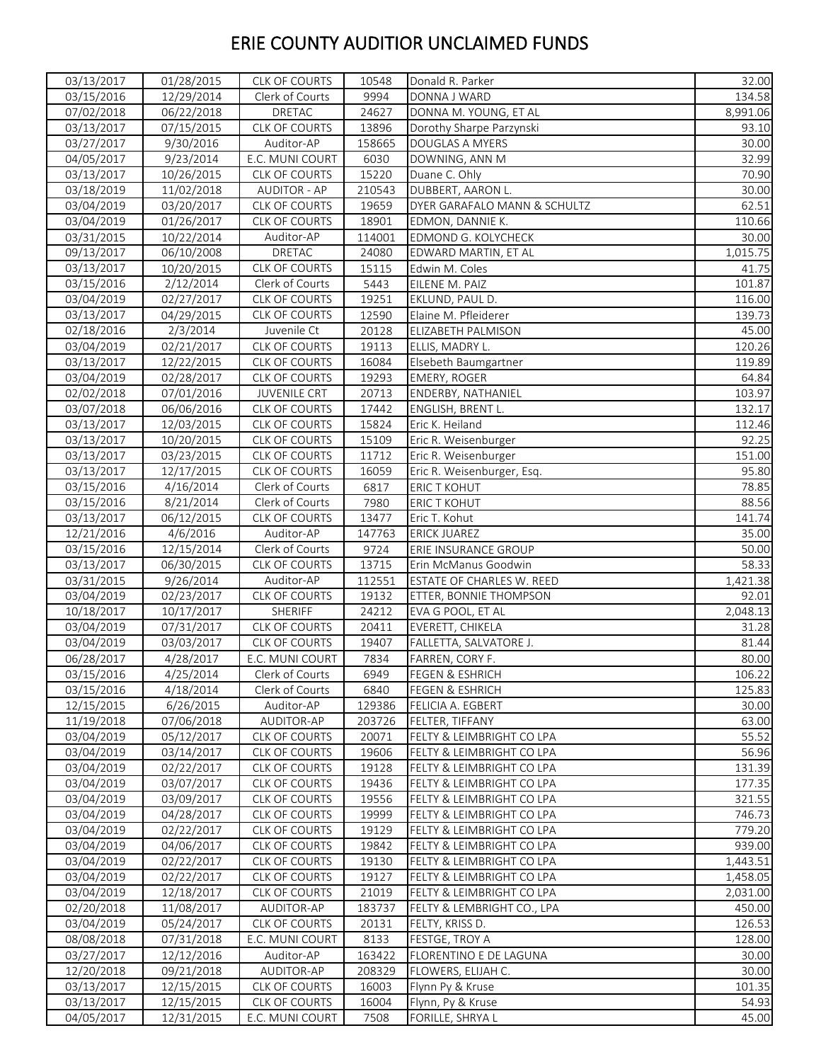# ERIE COUNTY AUDITIOR UNCLAIMED FUNDS

| | | | | | |
|---|---|---|---|---|---|
| 03/13/2017 | 01/28/2015 | CLK OF COURTS | 10548 | Donald R. Parker | 32.00 |
| 03/15/2016 | 12/29/2014 | Clerk of Courts | 9994 | DONNA J WARD | 134.58 |
| 07/02/2018 | 06/22/2018 | DRETAC | 24627 | DONNA M. YOUNG, ET AL | 8,991.06 |
| 03/13/2017 | 07/15/2015 | CLK OF COURTS | 13896 | Dorothy Sharpe Parzynski | 93.10 |
| 03/27/2017 | 9/30/2016 | Auditor-AP | 158665 | DOUGLAS A MYERS | 30.00 |
| 04/05/2017 | 9/23/2014 | E.C. MUNI COURT | 6030 | DOWNING, ANN M | 32.99 |
| 03/13/2017 | 10/26/2015 | CLK OF COURTS | 15220 | Duane C. Ohly | 70.90 |
| 03/18/2019 | 11/02/2018 | AUDITOR - AP | 210543 | DUBBERT, AARON L. | 30.00 |
| 03/04/2019 | 03/20/2017 | CLK OF COURTS | 19659 | DYER GARAFALO MANN & SCHULTZ | 62.51 |
| 03/04/2019 | 01/26/2017 | CLK OF COURTS | 18901 | EDMON, DANNIE K. | 110.66 |
| 03/31/2015 | 10/22/2014 | Auditor-AP | 114001 | EDMOND G. KOLYCHECK | 30.00 |
| 09/13/2017 | 06/10/2008 | DRETAC | 24080 | EDWARD MARTIN, ET AL | 1,015.75 |
| 03/13/2017 | 10/20/2015 | CLK OF COURTS | 15115 | Edwin M. Coles | 41.75 |
| 03/15/2016 | 2/12/2014 | Clerk of Courts | 5443 | EILENE M. PAIZ | 101.87 |
| 03/04/2019 | 02/27/2017 | CLK OF COURTS | 19251 | EKLUND, PAUL D. | 116.00 |
| 03/13/2017 | 04/29/2015 | CLK OF COURTS | 12590 | Elaine M. Pfleiderer | 139.73 |
| 02/18/2016 | 2/3/2014 | Juvenile Ct | 20128 | ELIZABETH PALMISON | 45.00 |
| 03/04/2019 | 02/21/2017 | CLK OF COURTS | 19113 | ELLIS, MADRY L. | 120.26 |
| 03/13/2017 | 12/22/2015 | CLK OF COURTS | 16084 | Elsebeth Baumgartner | 119.89 |
| 03/04/2019 | 02/28/2017 | CLK OF COURTS | 19293 | EMERY, ROGER | 64.84 |
| 02/02/2018 | 07/01/2016 | JUVENILE CRT | 20713 | ENDERBY, NATHANIEL | 103.97 |
| 03/07/2018 | 06/06/2016 | CLK OF COURTS | 17442 | ENGLISH, BRENT L. | 132.17 |
| 03/13/2017 | 12/03/2015 | CLK OF COURTS | 15824 | Eric K. Heiland | 112.46 |
| 03/13/2017 | 10/20/2015 | CLK OF COURTS | 15109 | Eric R. Weisenburger | 92.25 |
| 03/13/2017 | 03/23/2015 | CLK OF COURTS | 11712 | Eric R. Weisenburger | 151.00 |
| 03/13/2017 | 12/17/2015 | CLK OF COURTS | 16059 | Eric R. Weisenburger, Esq. | 95.80 |
| 03/15/2016 | 4/16/2014 | Clerk of Courts | 6817 | ERIC T KOHUT | 78.85 |
| 03/15/2016 | 8/21/2014 | Clerk of Courts | 7980 | ERIC T KOHUT | 88.56 |
| 03/13/2017 | 06/12/2015 | CLK OF COURTS | 13477 | Eric T. Kohut | 141.74 |
| 12/21/2016 | 4/6/2016 | Auditor-AP | 147763 | ERICK JUAREZ | 35.00 |
| 03/15/2016 | 12/15/2014 | Clerk of Courts | 9724 | ERIE INSURANCE GROUP | 50.00 |
| 03/13/2017 | 06/30/2015 | CLK OF COURTS | 13715 | Erin McManus Goodwin | 58.33 |
| 03/31/2015 | 9/26/2014 | Auditor-AP | 112551 | ESTATE OF CHARLES W. REED | 1,421.38 |
| 03/04/2019 | 02/23/2017 | CLK OF COURTS | 19132 | ETTER, BONNIE THOMPSON | 92.01 |
| 10/18/2017 | 10/17/2017 | SHERIFF | 24212 | EVA G POOL, ET AL | 2,048.13 |
| 03/04/2019 | 07/31/2017 | CLK OF COURTS | 20411 | EVERETT, CHIKELA | 31.28 |
| 03/04/2019 | 03/03/2017 | CLK OF COURTS | 19407 | FALLETTA, SALVATORE J. | 81.44 |
| 06/28/2017 | 4/28/2017 | E.C. MUNI COURT | 7834 | FARREN, CORY F. | 80.00 |
| 03/15/2016 | 4/25/2014 | Clerk of Courts | 6949 | FEGEN & ESHRICH | 106.22 |
| 03/15/2016 | 4/18/2014 | Clerk of Courts | 6840 | FEGEN & ESHRICH | 125.83 |
| 12/15/2015 | 6/26/2015 | Auditor-AP | 129386 | FELICIA A. EGBERT | 30.00 |
| 11/19/2018 | 07/06/2018 | AUDITOR-AP | 203726 | FELTER, TIFFANY | 63.00 |
| 03/04/2019 | 05/12/2017 | CLK OF COURTS | 20071 | FELTY & LEIMBRIGHT CO LPA | 55.52 |
| 03/04/2019 | 03/14/2017 | CLK OF COURTS | 19606 | FELTY & LEIMBRIGHT CO LPA | 56.96 |
| 03/04/2019 | 02/22/2017 | CLK OF COURTS | 19128 | FELTY & LEIMBRIGHT CO LPA | 131.39 |
| 03/04/2019 | 03/07/2017 | CLK OF COURTS | 19436 | FELTY & LEIMBRIGHT CO LPA | 177.35 |
| 03/04/2019 | 03/09/2017 | CLK OF COURTS | 19556 | FELTY & LEIMBRIGHT CO LPA | 321.55 |
| 03/04/2019 | 04/28/2017 | CLK OF COURTS | 19999 | FELTY & LEIMBRIGHT CO LPA | 746.73 |
| 03/04/2019 | 02/22/2017 | CLK OF COURTS | 19129 | FELTY & LEIMBRIGHT CO LPA | 779.20 |
| 03/04/2019 | 04/06/2017 | CLK OF COURTS | 19842 | FELTY & LEIMBRIGHT CO LPA | 939.00 |
| 03/04/2019 | 02/22/2017 | CLK OF COURTS | 19130 | FELTY & LEIMBRIGHT CO LPA | 1,443.51 |
| 03/04/2019 | 02/22/2017 | CLK OF COURTS | 19127 | FELTY & LEIMBRIGHT CO LPA | 1,458.05 |
| 03/04/2019 | 12/18/2017 | CLK OF COURTS | 21019 | FELTY & LEIMBRIGHT CO LPA | 2,031.00 |
| 02/20/2018 | 11/08/2017 | AUDITOR-AP | 183737 | FELTY & LEMBRIGHT CO., LPA | 450.00 |
| 03/04/2019 | 05/24/2017 | CLK OF COURTS | 20131 | FELTY, KRISS D. | 126.53 |
| 08/08/2018 | 07/31/2018 | E.C. MUNI COURT | 8133 | FESTGE, TROY A | 128.00 |
| 03/27/2017 | 12/12/2016 | Auditor-AP | 163422 | FLORENTINO E DE LAGUNA | 30.00 |
| 12/20/2018 | 09/21/2018 | AUDITOR-AP | 208329 | FLOWERS, ELIJAH C. | 30.00 |
| 03/13/2017 | 12/15/2015 | CLK OF COURTS | 16003 | Flynn Py & Kruse | 101.35 |
| 03/13/2017 | 12/15/2015 | CLK OF COURTS | 16004 | Flynn, Py & Kruse | 54.93 |
| 04/05/2017 | 12/31/2015 | E.C. MUNI COURT | 7508 | FORILLE, SHRYA L | 45.00 |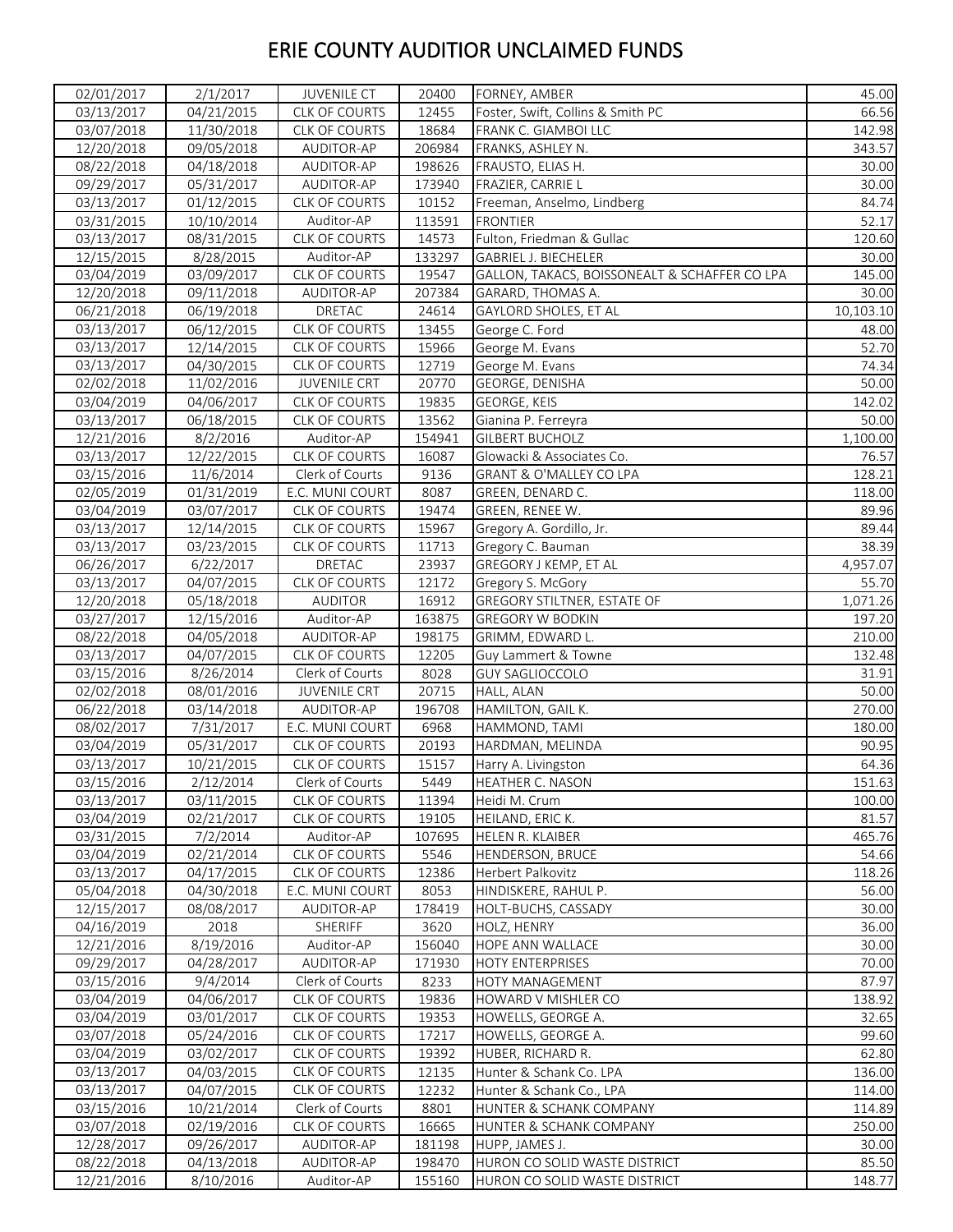# ERIE COUNTY AUDITIOR UNCLAIMED FUNDS

| | | | | | |
|---|---|---|---|---|---|
| 02/01/2017 | 2/1/2017 | JUVENILE CT | 20400 | FORNEY, AMBER | 45.00 |
| 03/13/2017 | 04/21/2015 | CLK OF COURTS | 12455 | Foster, Swift, Collins & Smith PC | 66.56 |
| 03/07/2018 | 11/30/2018 | CLK OF COURTS | 18684 | FRANK C. GIAMBOI LLC | 142.98 |
| 12/20/2018 | 09/05/2018 | AUDITOR-AP | 206984 | FRANKS, ASHLEY N. | 343.57 |
| 08/22/2018 | 04/18/2018 | AUDITOR-AP | 198626 | FRAUSTO, ELIAS H. | 30.00 |
| 09/29/2017 | 05/31/2017 | AUDITOR-AP | 173940 | FRAZIER, CARRIE L | 30.00 |
| 03/13/2017 | 01/12/2015 | CLK OF COURTS | 10152 | Freeman, Anselmo, Lindberg | 84.74 |
| 03/31/2015 | 10/10/2014 | Auditor-AP | 113591 | FRONTIER | 52.17 |
| 03/13/2017 | 08/31/2015 | CLK OF COURTS | 14573 | Fulton, Friedman & Gullac | 120.60 |
| 12/15/2015 | 8/28/2015 | Auditor-AP | 133297 | GABRIEL J. BIECHELER | 30.00 |
| 03/04/2019 | 03/09/2017 | CLK OF COURTS | 19547 | GALLON, TAKACS, BOISSONEALT & SCHAFFER CO LPA | 145.00 |
| 12/20/2018 | 09/11/2018 | AUDITOR-AP | 207384 | GARARD, THOMAS A. | 30.00 |
| 06/21/2018 | 06/19/2018 | DRETAC | 24614 | GAYLORD SHOLES, ET AL | 10,103.10 |
| 03/13/2017 | 06/12/2015 | CLK OF COURTS | 13455 | George C. Ford | 48.00 |
| 03/13/2017 | 12/14/2015 | CLK OF COURTS | 15966 | George M. Evans | 52.70 |
| 03/13/2017 | 04/30/2015 | CLK OF COURTS | 12719 | George M. Evans | 74.34 |
| 02/02/2018 | 11/02/2016 | JUVENILE CRT | 20770 | GEORGE, DENISHA | 50.00 |
| 03/04/2019 | 04/06/2017 | CLK OF COURTS | 19835 | GEORGE, KEIS | 142.02 |
| 03/13/2017 | 06/18/2015 | CLK OF COURTS | 13562 | Gianina P. Ferreyra | 50.00 |
| 12/21/2016 | 8/2/2016 | Auditor-AP | 154941 | GILBERT BUCHOLZ | 1,100.00 |
| 03/13/2017 | 12/22/2015 | CLK OF COURTS | 16087 | Glowacki & Associates Co. | 76.57 |
| 03/15/2016 | 11/6/2014 | Clerk of Courts | 9136 | GRANT & O'MALLEY CO LPA | 128.21 |
| 02/05/2019 | 01/31/2019 | E.C. MUNI COURT | 8087 | GREEN, DENARD C. | 118.00 |
| 03/04/2019 | 03/07/2017 | CLK OF COURTS | 19474 | GREEN, RENEE W. | 89.96 |
| 03/13/2017 | 12/14/2015 | CLK OF COURTS | 15967 | Gregory A. Gordillo, Jr. | 89.44 |
| 03/13/2017 | 03/23/2015 | CLK OF COURTS | 11713 | Gregory C. Bauman | 38.39 |
| 06/26/2017 | 6/22/2017 | DRETAC | 23937 | GREGORY J KEMP, ET AL | 4,957.07 |
| 03/13/2017 | 04/07/2015 | CLK OF COURTS | 12172 | Gregory S. McGory | 55.70 |
| 12/20/2018 | 05/18/2018 | AUDITOR | 16912 | GREGORY STILTNER, ESTATE OF | 1,071.26 |
| 03/27/2017 | 12/15/2016 | Auditor-AP | 163875 | GREGORY W BODKIN | 197.20 |
| 08/22/2018 | 04/05/2018 | AUDITOR-AP | 198175 | GRIMM, EDWARD L. | 210.00 |
| 03/13/2017 | 04/07/2015 | CLK OF COURTS | 12205 | Guy Lammert & Towne | 132.48 |
| 03/15/2016 | 8/26/2014 | Clerk of Courts | 8028 | GUY SAGLIOCCOLO | 31.91 |
| 02/02/2018 | 08/01/2016 | JUVENILE CRT | 20715 | HALL, ALAN | 50.00 |
| 06/22/2018 | 03/14/2018 | AUDITOR-AP | 196708 | HAMILTON, GAIL K. | 270.00 |
| 08/02/2017 | 7/31/2017 | E.C. MUNI COURT | 6968 | HAMMOND, TAMI | 180.00 |
| 03/04/2019 | 05/31/2017 | CLK OF COURTS | 20193 | HARDMAN, MELINDA | 90.95 |
| 03/13/2017 | 10/21/2015 | CLK OF COURTS | 15157 | Harry A. Livingston | 64.36 |
| 03/15/2016 | 2/12/2014 | Clerk of Courts | 5449 | HEATHER C. NASON | 151.63 |
| 03/13/2017 | 03/11/2015 | CLK OF COURTS | 11394 | Heidi M. Crum | 100.00 |
| 03/04/2019 | 02/21/2017 | CLK OF COURTS | 19105 | HEILAND, ERIC K. | 81.57 |
| 03/31/2015 | 7/2/2014 | Auditor-AP | 107695 | HELEN R. KLAIBER | 465.76 |
| 03/04/2019 | 02/21/2014 | CLK OF COURTS | 5546 | HENDERSON, BRUCE | 54.66 |
| 03/13/2017 | 04/17/2015 | CLK OF COURTS | 12386 | Herbert Palkovitz | 118.26 |
| 05/04/2018 | 04/30/2018 | E.C. MUNI COURT | 8053 | HINDISKERE, RAHUL P. | 56.00 |
| 12/15/2017 | 08/08/2017 | AUDITOR-AP | 178419 | HOLT-BUCHS, CASSADY | 30.00 |
| 04/16/2019 | 2018 | SHERIFF | 3620 | HOLZ, HENRY | 36.00 |
| 12/21/2016 | 8/19/2016 | Auditor-AP | 156040 | HOPE ANN WALLACE | 30.00 |
| 09/29/2017 | 04/28/2017 | AUDITOR-AP | 171930 | HOTY ENTERPRISES | 70.00 |
| 03/15/2016 | 9/4/2014 | Clerk of Courts | 8233 | HOTY MANAGEMENT | 87.97 |
| 03/04/2019 | 04/06/2017 | CLK OF COURTS | 19836 | HOWARD V MISHLER CO | 138.92 |
| 03/04/2019 | 03/01/2017 | CLK OF COURTS | 19353 | HOWELLS, GEORGE A. | 32.65 |
| 03/07/2018 | 05/24/2016 | CLK OF COURTS | 17217 | HOWELLS, GEORGE A. | 99.60 |
| 03/04/2019 | 03/02/2017 | CLK OF COURTS | 19392 | HUBER, RICHARD R. | 62.80 |
| 03/13/2017 | 04/03/2015 | CLK OF COURTS | 12135 | Hunter & Schank Co. LPA | 136.00 |
| 03/13/2017 | 04/07/2015 | CLK OF COURTS | 12232 | Hunter & Schank Co., LPA | 114.00 |
| 03/15/2016 | 10/21/2014 | Clerk of Courts | 8801 | HUNTER & SCHANK COMPANY | 114.89 |
| 03/07/2018 | 02/19/2016 | CLK OF COURTS | 16665 | HUNTER & SCHANK COMPANY | 250.00 |
| 12/28/2017 | 09/26/2017 | AUDITOR-AP | 181198 | HUPP, JAMES J. | 30.00 |
| 08/22/2018 | 04/13/2018 | AUDITOR-AP | 198470 | HURON CO SOLID WASTE DISTRICT | 85.50 |
| 12/21/2016 | 8/10/2016 | Auditor-AP | 155160 | HURON CO SOLID WASTE DISTRICT | 148.77 |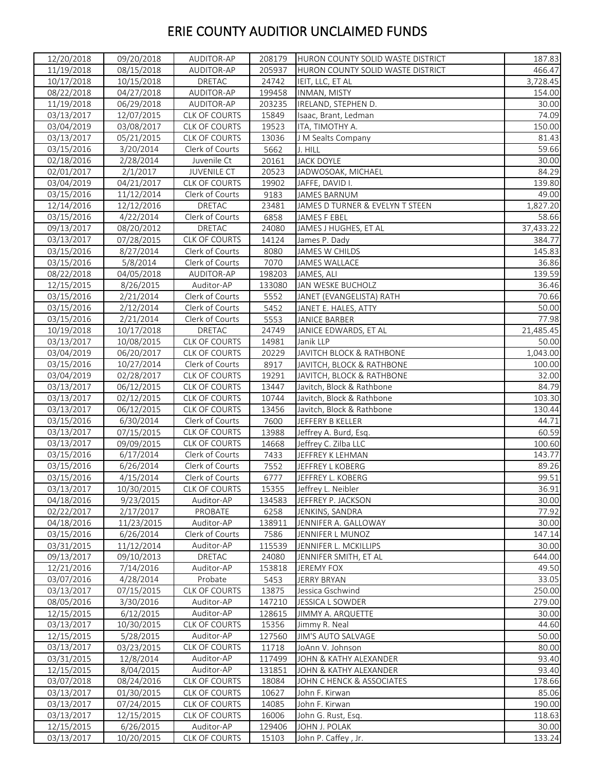# ERIE COUNTY AUDITIOR UNCLAIMED FUNDS

| | | | | | |
|---|---|---|---|---|---|
| 12/20/2018 | 09/20/2018 | AUDITOR-AP | 208179 | HURON COUNTY SOLID WASTE DISTRICT | 187.83 |
| 11/19/2018 | 08/15/2018 | AUDITOR-AP | 205937 | HURON COUNTY SOLID WASTE DISTRICT | 466.47 |
| 10/17/2018 | 10/15/2018 | DRETAC | 24742 | IEIT, LLC, ET AL | 3,728.45 |
| 08/22/2018 | 04/27/2018 | AUDITOR-AP | 199458 | INMAN, MISTY | 154.00 |
| 11/19/2018 | 06/29/2018 | AUDITOR-AP | 203235 | IRELAND, STEPHEN D. | 30.00 |
| 03/13/2017 | 12/07/2015 | CLK OF COURTS | 15849 | Isaac, Brant, Ledman | 74.09 |
| 03/04/2019 | 03/08/2017 | CLK OF COURTS | 19523 | ITA, TIMOTHY A. | 150.00 |
| 03/13/2017 | 05/21/2015 | CLK OF COURTS | 13036 | J M Sealts Company | 81.43 |
| 03/15/2016 | 3/20/2014 | Clerk of Courts | 5662 | J. HILL | 59.66 |
| 02/18/2016 | 2/28/2014 | Juvenile Ct | 20161 | JACK DOYLE | 30.00 |
| 02/01/2017 | 2/1/2017 | JUVENILE CT | 20523 | JADWOSOAK, MICHAEL | 84.29 |
| 03/04/2019 | 04/21/2017 | CLK OF COURTS | 19902 | JAFFE, DAVID I. | 139.80 |
| 03/15/2016 | 11/12/2014 | Clerk of Courts | 9183 | JAMES BARNUM | 49.00 |
| 12/14/2016 | 12/12/2016 | DRETAC | 23481 | JAMES D TURNER & EVELYN T STEEN | 1,827.20 |
| 03/15/2016 | 4/22/2014 | Clerk of Courts | 6858 | JAMES F EBEL | 58.66 |
| 09/13/2017 | 08/20/2012 | DRETAC | 24080 | JAMES J HUGHES, ET AL | 37,433.22 |
| 03/13/2017 | 07/28/2015 | CLK OF COURTS | 14124 | James P. Dady | 384.77 |
| 03/15/2016 | 8/27/2014 | Clerk of Courts | 8080 | JAMES W CHILDS | 145.83 |
| 03/15/2016 | 5/8/2014 | Clerk of Courts | 7070 | JAMES WALLACE | 36.86 |
| 08/22/2018 | 04/05/2018 | AUDITOR-AP | 198203 | JAMES, ALI | 139.59 |
| 12/15/2015 | 8/26/2015 | Auditor-AP | 133080 | JAN WESKE BUCHOLZ | 36.46 |
| 03/15/2016 | 2/21/2014 | Clerk of Courts | 5552 | JANET (EVANGELISTA) RATH | 70.66 |
| 03/15/2016 | 2/12/2014 | Clerk of Courts | 5452 | JANET E. HALES, ATTY | 50.00 |
| 03/15/2016 | 2/21/2014 | Clerk of Courts | 5553 | JANICE BARBER | 77.98 |
| 10/19/2018 | 10/17/2018 | DRETAC | 24749 | JANICE EDWARDS, ET AL | 21,485.45 |
| 03/13/2017 | 10/08/2015 | CLK OF COURTS | 14981 | Janik LLP | 50.00 |
| 03/04/2019 | 06/20/2017 | CLK OF COURTS | 20229 | JAVITCH BLOCK & RATHBONE | 1,043.00 |
| 03/15/2016 | 10/27/2014 | Clerk of Courts | 8917 | JAVITCH, BLOCK & RATHBONE | 100.00 |
| 03/04/2019 | 02/28/2017 | CLK OF COURTS | 19291 | JAVITCH, BLOCK & RATHBONE | 32.00 |
| 03/13/2017 | 06/12/2015 | CLK OF COURTS | 13447 | Javitch, Block & Rathbone | 84.79 |
| 03/13/2017 | 02/12/2015 | CLK OF COURTS | 10744 | Javitch, Block & Rathbone | 103.30 |
| 03/13/2017 | 06/12/2015 | CLK OF COURTS | 13456 | Javitch, Block & Rathbone | 130.44 |
| 03/15/2016 | 6/30/2014 | Clerk of Courts | 7600 | JEFFERY B KELLER | 44.71 |
| 03/13/2017 | 07/15/2015 | CLK OF COURTS | 13988 | Jeffrey A. Burd, Esq. | 60.59 |
| 03/13/2017 | 09/09/2015 | CLK OF COURTS | 14668 | Jeffrey C. Zilba LLC | 100.60 |
| 03/15/2016 | 6/17/2014 | Clerk of Courts | 7433 | JEFFREY K LEHMAN | 143.77 |
| 03/15/2016 | 6/26/2014 | Clerk of Courts | 7552 | JEFFREY L KOBERG | 89.26 |
| 03/15/2016 | 4/15/2014 | Clerk of Courts | 6777 | JEFFREY L. KOBERG | 99.51 |
| 03/13/2017 | 10/30/2015 | CLK OF COURTS | 15355 | Jeffrey L. Neibler | 36.91 |
| 04/18/2016 | 9/23/2015 | Auditor-AP | 134583 | JEFFREY P. JACKSON | 30.00 |
| 02/22/2017 | 2/17/2017 | PROBATE | 6258 | JENKINS, SANDRA | 77.92 |
| 04/18/2016 | 11/23/2015 | Auditor-AP | 138911 | JENNIFER A. GALLOWAY | 30.00 |
| 03/15/2016 | 6/26/2014 | Clerk of Courts | 7586 | JENNIFER L MUNOZ | 147.14 |
| 03/31/2015 | 11/12/2014 | Auditor-AP | 115539 | JENNIFER L. MCKILLIPS | 30.00 |
| 09/13/2017 | 09/10/2013 | DRETAC | 24080 | JENNIFER SMITH, ET AL | 644.00 |
| 12/21/2016 | 7/14/2016 | Auditor-AP | 153818 | JEREMY FOX | 49.50 |
| 03/07/2016 | 4/28/2014 | Probate | 5453 | JERRY BRYAN | 33.05 |
| 03/13/2017 | 07/15/2015 | CLK OF COURTS | 13875 | Jessica Gschwind | 250.00 |
| 08/05/2016 | 3/30/2016 | Auditor-AP | 147210 | JESSICA L SOWDER | 279.00 |
| 12/15/2015 | 6/12/2015 | Auditor-AP | 128615 | JIMMY A. ARQUETTE | 30.00 |
| 03/13/2017 | 10/30/2015 | CLK OF COURTS | 15356 | Jimmy R. Neal | 44.60 |
| 12/15/2015 | 5/28/2015 | Auditor-AP | 127560 | JIM'S AUTO SALVAGE | 50.00 |
| 03/13/2017 | 03/23/2015 | CLK OF COURTS | 11718 | JoAnn V. Johnson | 80.00 |
| 03/31/2015 | 12/8/2014 | Auditor-AP | 117499 | JOHN & KATHY ALEXANDER | 93.40 |
| 12/15/2015 | 8/04/2015 | Auditor-AP | 131851 | JOHN & KATHY ALEXANDER | 93.40 |
| 03/07/2018 | 08/24/2016 | CLK OF COURTS | 18084 | JOHN C HENCK & ASSOCIATES | 178.66 |
| 03/13/2017 | 01/30/2015 | CLK OF COURTS | 10627 | John F. Kirwan | 85.06 |
| 03/13/2017 | 07/24/2015 | CLK OF COURTS | 14085 | John F. Kirwan | 190.00 |
| 03/13/2017 | 12/15/2015 | CLK OF COURTS | 16006 | John G. Rust, Esq. | 118.63 |
| 12/15/2015 | 6/26/2015 | Auditor-AP | 129406 | JOHN J. POLAK | 30.00 |
| 03/13/2017 | 10/20/2015 | CLK OF COURTS | 15103 | John P. Caffey , Jr. | 133.24 |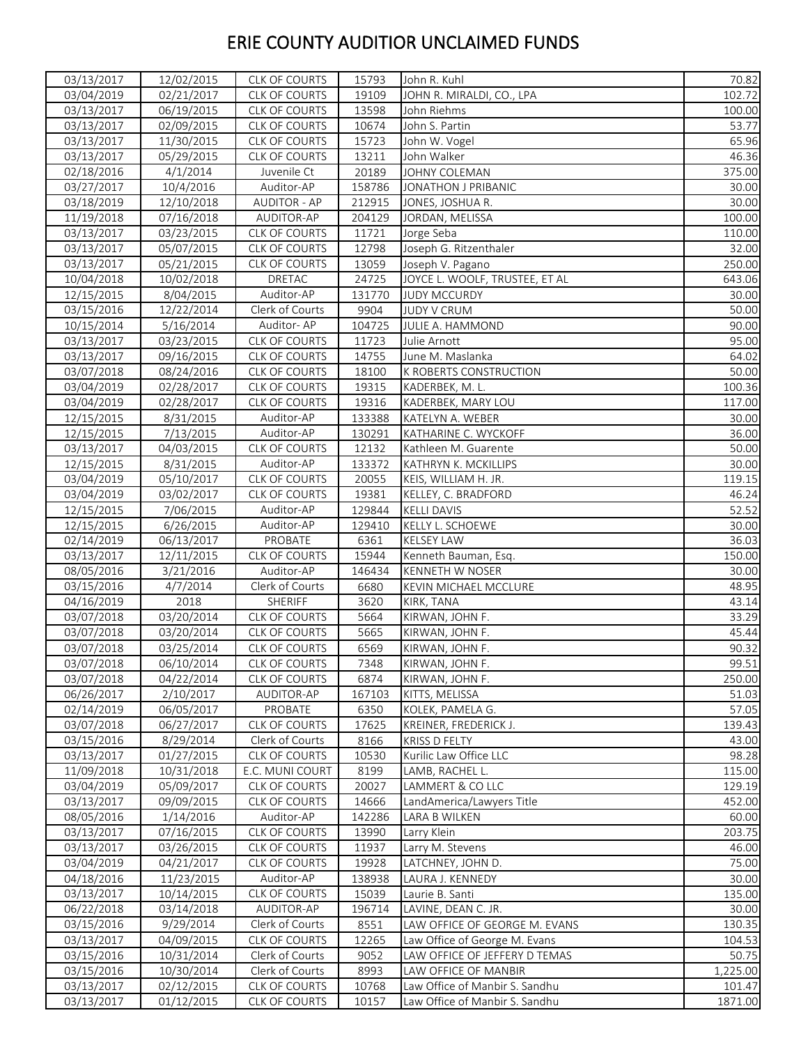# ERIE COUNTY AUDITIOR UNCLAIMED FUNDS

| | | | | | |
|---|---|---|---|---|---|
| 03/13/2017 | 12/02/2015 | CLK OF COURTS | 15793 | John R. Kuhl | 70.82 |
| 03/04/2019 | 02/21/2017 | CLK OF COURTS | 19109 | JOHN R. MIRALDI, CO., LPA | 102.72 |
| 03/13/2017 | 06/19/2015 | CLK OF COURTS | 13598 | John Riehms | 100.00 |
| 03/13/2017 | 02/09/2015 | CLK OF COURTS | 10674 | John S. Partin | 53.77 |
| 03/13/2017 | 11/30/2015 | CLK OF COURTS | 15723 | John W. Vogel | 65.96 |
| 03/13/2017 | 05/29/2015 | CLK OF COURTS | 13211 | John Walker | 46.36 |
| 02/18/2016 | 4/1/2014 | Juvenile Ct | 20189 | JOHNY COLEMAN | 375.00 |
| 03/27/2017 | 10/4/2016 | Auditor-AP | 158786 | JONATHON J PRIBANIC | 30.00 |
| 03/18/2019 | 12/10/2018 | AUDITOR - AP | 212915 | JONES, JOSHUA R. | 30.00 |
| 11/19/2018 | 07/16/2018 | AUDITOR-AP | 204129 | JORDAN, MELISSA | 100.00 |
| 03/13/2017 | 03/23/2015 | CLK OF COURTS | 11721 | Jorge Seba | 110.00 |
| 03/13/2017 | 05/07/2015 | CLK OF COURTS | 12798 | Joseph G. Ritzenthaler | 32.00 |
| 03/13/2017 | 05/21/2015 | CLK OF COURTS | 13059 | Joseph V. Pagano | 250.00 |
| 10/04/2018 | 10/02/2018 | DRETAC | 24725 | JOYCE L. WOOLF, TRUSTEE, ET AL | 643.06 |
| 12/15/2015 | 8/04/2015 | Auditor-AP | 131770 | JUDY MCCURDY | 30.00 |
| 03/15/2016 | 12/22/2014 | Clerk of Courts | 9904 | JUDY V CRUM | 50.00 |
| 10/15/2014 | 5/16/2014 | Auditor- AP | 104725 | JULIE A. HAMMOND | 90.00 |
| 03/13/2017 | 03/23/2015 | CLK OF COURTS | 11723 | Julie Arnott | 95.00 |
| 03/13/2017 | 09/16/2015 | CLK OF COURTS | 14755 | June M. Maslanka | 64.02 |
| 03/07/2018 | 08/24/2016 | CLK OF COURTS | 18100 | K ROBERTS CONSTRUCTION | 50.00 |
| 03/04/2019 | 02/28/2017 | CLK OF COURTS | 19315 | KADERBEK, M. L. | 100.36 |
| 03/04/2019 | 02/28/2017 | CLK OF COURTS | 19316 | KADERBEK, MARY LOU | 117.00 |
| 12/15/2015 | 8/31/2015 | Auditor-AP | 133388 | KATELYN A. WEBER | 30.00 |
| 12/15/2015 | 7/13/2015 | Auditor-AP | 130291 | KATHARINE C. WYCKOFF | 36.00 |
| 03/13/2017 | 04/03/2015 | CLK OF COURTS | 12132 | Kathleen M. Guarente | 50.00 |
| 12/15/2015 | 8/31/2015 | Auditor-AP | 133372 | KATHRYN K. MCKILLIPS | 30.00 |
| 03/04/2019 | 05/10/2017 | CLK OF COURTS | 20055 | KEIS, WILLIAM H. JR. | 119.15 |
| 03/04/2019 | 03/02/2017 | CLK OF COURTS | 19381 | KELLEY, C. BRADFORD | 46.24 |
| 12/15/2015 | 7/06/2015 | Auditor-AP | 129844 | KELLI DAVIS | 52.52 |
| 12/15/2015 | 6/26/2015 | Auditor-AP | 129410 | KELLY L. SCHOEWE | 30.00 |
| 02/14/2019 | 06/13/2017 | PROBATE | 6361 | KELSEY LAW | 36.03 |
| 03/13/2017 | 12/11/2015 | CLK OF COURTS | 15944 | Kenneth Bauman, Esq. | 150.00 |
| 08/05/2016 | 3/21/2016 | Auditor-AP | 146434 | KENNETH W NOSER | 30.00 |
| 03/15/2016 | 4/7/2014 | Clerk of Courts | 6680 | KEVIN MICHAEL MCCLURE | 48.95 |
| 04/16/2019 | 2018 | SHERIFF | 3620 | KIRK, TANA | 43.14 |
| 03/07/2018 | 03/20/2014 | CLK OF COURTS | 5664 | KIRWAN, JOHN F. | 33.29 |
| 03/07/2018 | 03/20/2014 | CLK OF COURTS | 5665 | KIRWAN, JOHN F. | 45.44 |
| 03/07/2018 | 03/25/2014 | CLK OF COURTS | 6569 | KIRWAN, JOHN F. | 90.32 |
| 03/07/2018 | 06/10/2014 | CLK OF COURTS | 7348 | KIRWAN, JOHN F. | 99.51 |
| 03/07/2018 | 04/22/2014 | CLK OF COURTS | 6874 | KIRWAN, JOHN F. | 250.00 |
| 06/26/2017 | 2/10/2017 | AUDITOR-AP | 167103 | KITTS, MELISSA | 51.03 |
| 02/14/2019 | 06/05/2017 | PROBATE | 6350 | KOLEK, PAMELA G. | 57.05 |
| 03/07/2018 | 06/27/2017 | CLK OF COURTS | 17625 | KREINER, FREDERICK J. | 139.43 |
| 03/15/2016 | 8/29/2014 | Clerk of Courts | 8166 | KRISS D FELTY | 43.00 |
| 03/13/2017 | 01/27/2015 | CLK OF COURTS | 10530 | Kurilic Law Office LLC | 98.28 |
| 11/09/2018 | 10/31/2018 | E.C. MUNI COURT | 8199 | LAMB, RACHEL L. | 115.00 |
| 03/04/2019 | 05/09/2017 | CLK OF COURTS | 20027 | LAMMERT & CO LLC | 129.19 |
| 03/13/2017 | 09/09/2015 | CLK OF COURTS | 14666 | LandAmerica/Lawyers Title | 452.00 |
| 08/05/2016 | 1/14/2016 | Auditor-AP | 142286 | LARA B WILKEN | 60.00 |
| 03/13/2017 | 07/16/2015 | CLK OF COURTS | 13990 | Larry Klein | 203.75 |
| 03/13/2017 | 03/26/2015 | CLK OF COURTS | 11937 | Larry M. Stevens | 46.00 |
| 03/04/2019 | 04/21/2017 | CLK OF COURTS | 19928 | LATCHNEY, JOHN D. | 75.00 |
| 04/18/2016 | 11/23/2015 | Auditor-AP | 138938 | LAURA J. KENNEDY | 30.00 |
| 03/13/2017 | 10/14/2015 | CLK OF COURTS | 15039 | Laurie B. Santi | 135.00 |
| 06/22/2018 | 03/14/2018 | AUDITOR-AP | 196714 | LAVINE, DEAN C. JR. | 30.00 |
| 03/15/2016 | 9/29/2014 | Clerk of Courts | 8551 | LAW OFFICE OF GEORGE M. EVANS | 130.35 |
| 03/13/2017 | 04/09/2015 | CLK OF COURTS | 12265 | Law Office of George M. Evans | 104.53 |
| 03/15/2016 | 10/31/2014 | Clerk of Courts | 9052 | LAW OFFICE OF JEFFERY D TEMAS | 50.75 |
| 03/15/2016 | 10/30/2014 | Clerk of Courts | 8993 | LAW OFFICE OF MANBIR | 1,225.00 |
| 03/13/2017 | 02/12/2015 | CLK OF COURTS | 10768 | Law Office of Manbir S. Sandhu | 101.47 |
| 03/13/2017 | 01/12/2015 | CLK OF COURTS | 10157 | Law Office of Manbir S. Sandhu | 1871.00 |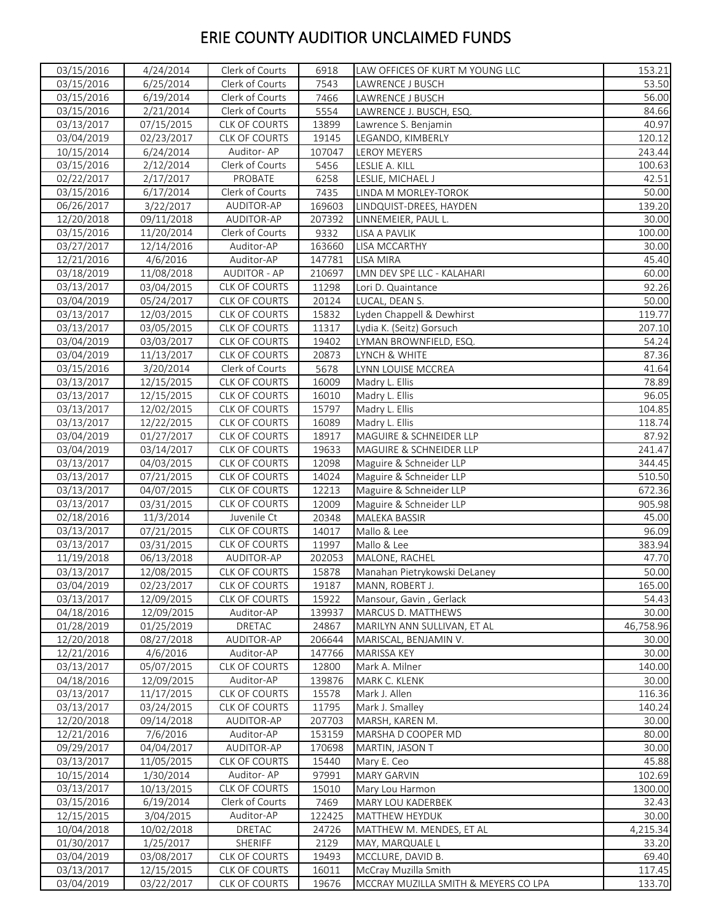# ERIE COUNTY AUDITIOR UNCLAIMED FUNDS

| | | | | | |
|---|---|---|---|---|---|
| 03/15/2016 | 4/24/2014 | Clerk of Courts | 6918 | LAW OFFICES OF KURT M YOUNG LLC | 153.21 |
| 03/15/2016 | 6/25/2014 | Clerk of Courts | 7543 | LAWRENCE J BUSCH | 53.50 |
| 03/15/2016 | 6/19/2014 | Clerk of Courts | 7466 | LAWRENCE J BUSCH | 56.00 |
| 03/15/2016 | 2/21/2014 | Clerk of Courts | 5554 | LAWRENCE J. BUSCH, ESQ. | 84.66 |
| 03/13/2017 | 07/15/2015 | CLK OF COURTS | 13899 | Lawrence S. Benjamin | 40.97 |
| 03/04/2019 | 02/23/2017 | CLK OF COURTS | 19145 | LEGANDO, KIMBERLY | 120.12 |
| 10/15/2014 | 6/24/2014 | Auditor- AP | 107047 | LEROY MEYERS | 243.44 |
| 03/15/2016 | 2/12/2014 | Clerk of Courts | 5456 | LESLIE A. KILL | 100.63 |
| 02/22/2017 | 2/17/2017 | PROBATE | 6258 | LESLIE, MICHAEL J | 42.51 |
| 03/15/2016 | 6/17/2014 | Clerk of Courts | 7435 | LINDA M MORLEY-TOROK | 50.00 |
| 06/26/2017 | 3/22/2017 | AUDITOR-AP | 169603 | LINDQUIST-DREES, HAYDEN | 139.20 |
| 12/20/2018 | 09/11/2018 | AUDITOR-AP | 207392 | LINNEMEIER, PAUL L. | 30.00 |
| 03/15/2016 | 11/20/2014 | Clerk of Courts | 9332 | LISA A PAVLIK | 100.00 |
| 03/27/2017 | 12/14/2016 | Auditor-AP | 163660 | LISA MCCARTHY | 30.00 |
| 12/21/2016 | 4/6/2016 | Auditor-AP | 147781 | LISA MIRA | 45.40 |
| 03/18/2019 | 11/08/2018 | AUDITOR - AP | 210697 | LMN DEV SPE LLC - KALAHARI | 60.00 |
| 03/13/2017 | 03/04/2015 | CLK OF COURTS | 11298 | Lori D. Quaintance | 92.26 |
| 03/04/2019 | 05/24/2017 | CLK OF COURTS | 20124 | LUCAL, DEAN S. | 50.00 |
| 03/13/2017 | 12/03/2015 | CLK OF COURTS | 15832 | Lyden Chappell & Dewhirst | 119.77 |
| 03/13/2017 | 03/05/2015 | CLK OF COURTS | 11317 | Lydia K. (Seitz) Gorsuch | 207.10 |
| 03/04/2019 | 03/03/2017 | CLK OF COURTS | 19402 | LYMAN BROWNFIELD, ESQ. | 54.24 |
| 03/04/2019 | 11/13/2017 | CLK OF COURTS | 20873 | LYNCH & WHITE | 87.36 |
| 03/15/2016 | 3/20/2014 | Clerk of Courts | 5678 | LYNN LOUISE MCCREA | 41.64 |
| 03/13/2017 | 12/15/2015 | CLK OF COURTS | 16009 | Madry L. Ellis | 78.89 |
| 03/13/2017 | 12/15/2015 | CLK OF COURTS | 16010 | Madry L. Ellis | 96.05 |
| 03/13/2017 | 12/02/2015 | CLK OF COURTS | 15797 | Madry L. Ellis | 104.85 |
| 03/13/2017 | 12/22/2015 | CLK OF COURTS | 16089 | Madry L. Ellis | 118.74 |
| 03/04/2019 | 01/27/2017 | CLK OF COURTS | 18917 | MAGUIRE & SCHNEIDER LLP | 87.92 |
| 03/04/2019 | 03/14/2017 | CLK OF COURTS | 19633 | MAGUIRE & SCHNEIDER LLP | 241.47 |
| 03/13/2017 | 04/03/2015 | CLK OF COURTS | 12098 | Maguire & Schneider LLP | 344.45 |
| 03/13/2017 | 07/21/2015 | CLK OF COURTS | 14024 | Maguire & Schneider LLP | 510.50 |
| 03/13/2017 | 04/07/2015 | CLK OF COURTS | 12213 | Maguire & Schneider LLP | 672.36 |
| 03/13/2017 | 03/31/2015 | CLK OF COURTS | 12009 | Maguire & Schneider LLP | 905.98 |
| 02/18/2016 | 11/3/2014 | Juvenile Ct | 20348 | MALEKA BASSIR | 45.00 |
| 03/13/2017 | 07/21/2015 | CLK OF COURTS | 14017 | Mallo & Lee | 96.09 |
| 03/13/2017 | 03/31/2015 | CLK OF COURTS | 11997 | Mallo & Lee | 383.94 |
| 11/19/2018 | 06/13/2018 | AUDITOR-AP | 202053 | MALONE, RACHEL | 47.70 |
| 03/13/2017 | 12/08/2015 | CLK OF COURTS | 15878 | Manahan Pietrykowski DeLaney | 50.00 |
| 03/04/2019 | 02/23/2017 | CLK OF COURTS | 19187 | MANN, ROBERT J. | 165.00 |
| 03/13/2017 | 12/09/2015 | CLK OF COURTS | 15922 | Mansour, Gavin , Gerlack | 54.43 |
| 04/18/2016 | 12/09/2015 | Auditor-AP | 139937 | MARCUS D. MATTHEWS | 30.00 |
| 01/28/2019 | 01/25/2019 | DRETAC | 24867 | MARILYN ANN SULLIVAN, ET AL | 46,758.96 |
| 12/20/2018 | 08/27/2018 | AUDITOR-AP | 206644 | MARISCAL, BENJAMIN V. | 30.00 |
| 12/21/2016 | 4/6/2016 | Auditor-AP | 147766 | MARISSA KEY | 30.00 |
| 03/13/2017 | 05/07/2015 | CLK OF COURTS | 12800 | Mark A. Milner | 140.00 |
| 04/18/2016 | 12/09/2015 | Auditor-AP | 139876 | MARK C. KLENK | 30.00 |
| 03/13/2017 | 11/17/2015 | CLK OF COURTS | 15578 | Mark J. Allen | 116.36 |
| 03/13/2017 | 03/24/2015 | CLK OF COURTS | 11795 | Mark J. Smalley | 140.24 |
| 12/20/2018 | 09/14/2018 | AUDITOR-AP | 207703 | MARSH, KAREN M. | 30.00 |
| 12/21/2016 | 7/6/2016 | Auditor-AP | 153159 | MARSHA D COOPER MD | 80.00 |
| 09/29/2017 | 04/04/2017 | AUDITOR-AP | 170698 | MARTIN, JASON T | 30.00 |
| 03/13/2017 | 11/05/2015 | CLK OF COURTS | 15440 | Mary E. Ceo | 45.88 |
| 10/15/2014 | 1/30/2014 | Auditor- AP | 97991 | MARY GARVIN | 102.69 |
| 03/13/2017 | 10/13/2015 | CLK OF COURTS | 15010 | Mary Lou Harmon | 1300.00 |
| 03/15/2016 | 6/19/2014 | Clerk of Courts | 7469 | MARY LOU KADERBEK | 32.43 |
| 12/15/2015 | 3/04/2015 | Auditor-AP | 122425 | MATTHEW HEYDUK | 30.00 |
| 10/04/2018 | 10/02/2018 | DRETAC | 24726 | MATTHEW M. MENDES, ET AL | 4,215.34 |
| 01/30/2017 | 1/25/2017 | SHERIFF | 2129 | MAY, MARQUALE L | 33.20 |
| 03/04/2019 | 03/08/2017 | CLK OF COURTS | 19493 | MCCLURE, DAVID B. | 69.40 |
| 03/13/2017 | 12/15/2015 | CLK OF COURTS | 16011 | McCray Muzilla Smith | 117.45 |
| 03/04/2019 | 03/22/2017 | CLK OF COURTS | 19676 | MCCRAY MUZILLA SMITH & MEYERS CO LPA | 133.70 |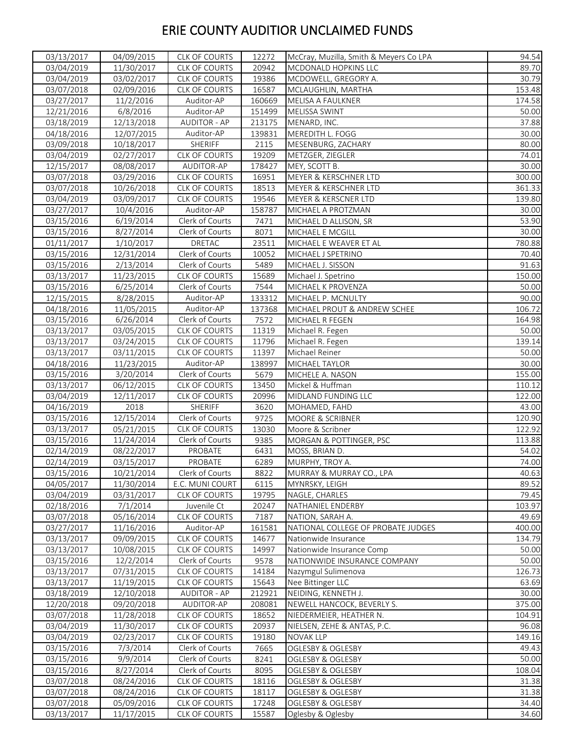# ERIE COUNTY AUDITIOR UNCLAIMED FUNDS

| | | | | | |
|---|---|---|---|---|---|
| 03/13/2017 | 04/09/2015 | CLK OF COURTS | 12272 | McCray, Muzilla, Smith & Meyers Co LPA | 94.54 |
| 03/04/2019 | 11/30/2017 | CLK OF COURTS | 20942 | MCDONALD HOPKINS LLC | 89.70 |
| 03/04/2019 | 03/02/2017 | CLK OF COURTS | 19386 | MCDOWELL, GREGORY A. | 30.79 |
| 03/07/2018 | 02/09/2016 | CLK OF COURTS | 16587 | MCLAUGHLIN, MARTHA | 153.48 |
| 03/27/2017 | 11/2/2016 | Auditor-AP | 160669 | MELISA A FAULKNER | 174.58 |
| 12/21/2016 | 6/8/2016 | Auditor-AP | 151499 | MELISSA SWINT | 50.00 |
| 03/18/2019 | 12/13/2018 | AUDITOR - AP | 213175 | MENARD, INC. | 37.88 |
| 04/18/2016 | 12/07/2015 | Auditor-AP | 139831 | MEREDITH L. FOGG | 30.00 |
| 03/09/2018 | 10/18/2017 | SHERIFF | 2115 | MESENBURG, ZACHARY | 80.00 |
| 03/04/2019 | 02/27/2017 | CLK OF COURTS | 19209 | METZGER, ZIEGLER | 74.01 |
| 12/15/2017 | 08/08/2017 | AUDITOR-AP | 178427 | MEY, SCOTT B. | 30.00 |
| 03/07/2018 | 03/29/2016 | CLK OF COURTS | 16951 | MEYER & KERSCHNER LTD | 300.00 |
| 03/07/2018 | 10/26/2018 | CLK OF COURTS | 18513 | MEYER & KERSCHNER LTD | 361.33 |
| 03/04/2019 | 03/09/2017 | CLK OF COURTS | 19546 | MEYER & KERSCNER LTD | 139.80 |
| 03/27/2017 | 10/4/2016 | Auditor-AP | 158787 | MICHAEL A PROTZMAN | 30.00 |
| 03/15/2016 | 6/19/2014 | Clerk of Courts | 7471 | MICHAEL D ALLISON, SR | 53.90 |
| 03/15/2016 | 8/27/2014 | Clerk of Courts | 8071 | MICHAEL E MCGILL | 30.00 |
| 01/11/2017 | 1/10/2017 | DRETAC | 23511 | MICHAEL E WEAVER ET AL | 780.88 |
| 03/15/2016 | 12/31/2014 | Clerk of Courts | 10052 | MICHAEL J SPETRINO | 70.40 |
| 03/15/2016 | 2/13/2014 | Clerk of Courts | 5489 | MICHAEL J. SISSON | 91.63 |
| 03/13/2017 | 11/23/2015 | CLK OF COURTS | 15689 | Michael J. Spetrino | 150.00 |
| 03/15/2016 | 6/25/2014 | Clerk of Courts | 7544 | MICHAEL K PROVENZA | 50.00 |
| 12/15/2015 | 8/28/2015 | Auditor-AP | 133312 | MICHAEL P. MCNULTY | 90.00 |
| 04/18/2016 | 11/05/2015 | Auditor-AP | 137368 | MICHAEL PROUT & ANDREW SCHEE | 106.72 |
| 03/15/2016 | 6/26/2014 | Clerk of Courts | 7572 | MICHAEL R FEGEN | 164.98 |
| 03/13/2017 | 03/05/2015 | CLK OF COURTS | 11319 | Michael R. Fegen | 50.00 |
| 03/13/2017 | 03/24/2015 | CLK OF COURTS | 11796 | Michael R. Fegen | 139.14 |
| 03/13/2017 | 03/11/2015 | CLK OF COURTS | 11397 | Michael Reiner | 50.00 |
| 04/18/2016 | 11/23/2015 | Auditor-AP | 138997 | MICHAEL TAYLOR | 30.00 |
| 03/15/2016 | 3/20/2014 | Clerk of Courts | 5679 | MICHELE A. NASON | 155.00 |
| 03/13/2017 | 06/12/2015 | CLK OF COURTS | 13450 | Mickel & Huffman | 110.12 |
| 03/04/2019 | 12/11/2017 | CLK OF COURTS | 20996 | MIDLAND FUNDING LLC | 122.00 |
| 04/16/2019 | 2018 | SHERIFF | 3620 | MOHAMED, FAHD | 43.00 |
| 03/15/2016 | 12/15/2014 | Clerk of Courts | 9725 | MOORE & SCRIBNER | 120.90 |
| 03/13/2017 | 05/21/2015 | CLK OF COURTS | 13030 | Moore & Scribner | 122.92 |
| 03/15/2016 | 11/24/2014 | Clerk of Courts | 9385 | MORGAN & POTTINGER, PSC | 113.88 |
| 02/14/2019 | 08/22/2017 | PROBATE | 6431 | MOSS, BRIAN D. | 54.02 |
| 02/14/2019 | 03/15/2017 | PROBATE | 6289 | MURPHY, TROY A. | 74.00 |
| 03/15/2016 | 10/21/2014 | Clerk of Courts | 8822 | MURRAY & MURRAY CO., LPA | 40.63 |
| 04/05/2017 | 11/30/2014 | E.C. MUNI COURT | 6115 | MYNRSKY, LEIGH | 89.52 |
| 03/04/2019 | 03/31/2017 | CLK OF COURTS | 19795 | NAGLE, CHARLES | 79.45 |
| 02/18/2016 | 7/1/2014 | Juvenile Ct | 20247 | NATHANIEL ENDERBY | 103.97 |
| 03/07/2018 | 05/16/2014 | CLK OF COURTS | 7187 | NATION, SARAH A. | 49.69 |
| 03/27/2017 | 11/16/2016 | Auditor-AP | 161581 | NATIONAL COLLEGE OF PROBATE JUDGES | 400.00 |
| 03/13/2017 | 09/09/2015 | CLK OF COURTS | 14677 | Nationwide Insurance | 134.79 |
| 03/13/2017 | 10/08/2015 | CLK OF COURTS | 14997 | Nationwide Insurance Comp | 50.00 |
| 03/15/2016 | 12/2/2014 | Clerk of Courts | 9578 | NATIONWIDE INSURANCE COMPANY | 50.00 |
| 03/13/2017 | 07/31/2015 | CLK OF COURTS | 14184 | Nazymgul Sulimenova | 126.73 |
| 03/13/2017 | 11/19/2015 | CLK OF COURTS | 15643 | Nee Bittinger LLC | 63.69 |
| 03/18/2019 | 12/10/2018 | AUDITOR - AP | 212921 | NEIDING, KENNETH J. | 30.00 |
| 12/20/2018 | 09/20/2018 | AUDITOR-AP | 208081 | NEWELL HANCOCK, BEVERLY S. | 375.00 |
| 03/07/2018 | 11/28/2018 | CLK OF COURTS | 18652 | NIEDERMEIER, HEATHER N. | 104.91 |
| 03/04/2019 | 11/30/2017 | CLK OF COURTS | 20937 | NIELSEN, ZEHE & ANTAS, P.C. | 96.08 |
| 03/04/2019 | 02/23/2017 | CLK OF COURTS | 19180 | NOVAK LLP | 149.16 |
| 03/15/2016 | 7/3/2014 | Clerk of Courts | 7665 | OGLESBY & OGLESBY | 49.43 |
| 03/15/2016 | 9/9/2014 | Clerk of Courts | 8241 | OGLESBY & OGLESBY | 50.00 |
| 03/15/2016 | 8/27/2014 | Clerk of Courts | 8095 | OGLESBY & OGLESBY | 108.04 |
| 03/07/2018 | 08/24/2016 | CLK OF COURTS | 18116 | OGLESBY & OGLESBY | 31.38 |
| 03/07/2018 | 08/24/2016 | CLK OF COURTS | 18117 | OGLESBY & OGLESBY | 31.38 |
| 03/07/2018 | 05/09/2016 | CLK OF COURTS | 17248 | OGLESBY & OGLESBY | 34.40 |
| 03/13/2017 | 11/17/2015 | CLK OF COURTS | 15587 | Oglesby & Oglesby | 34.60 |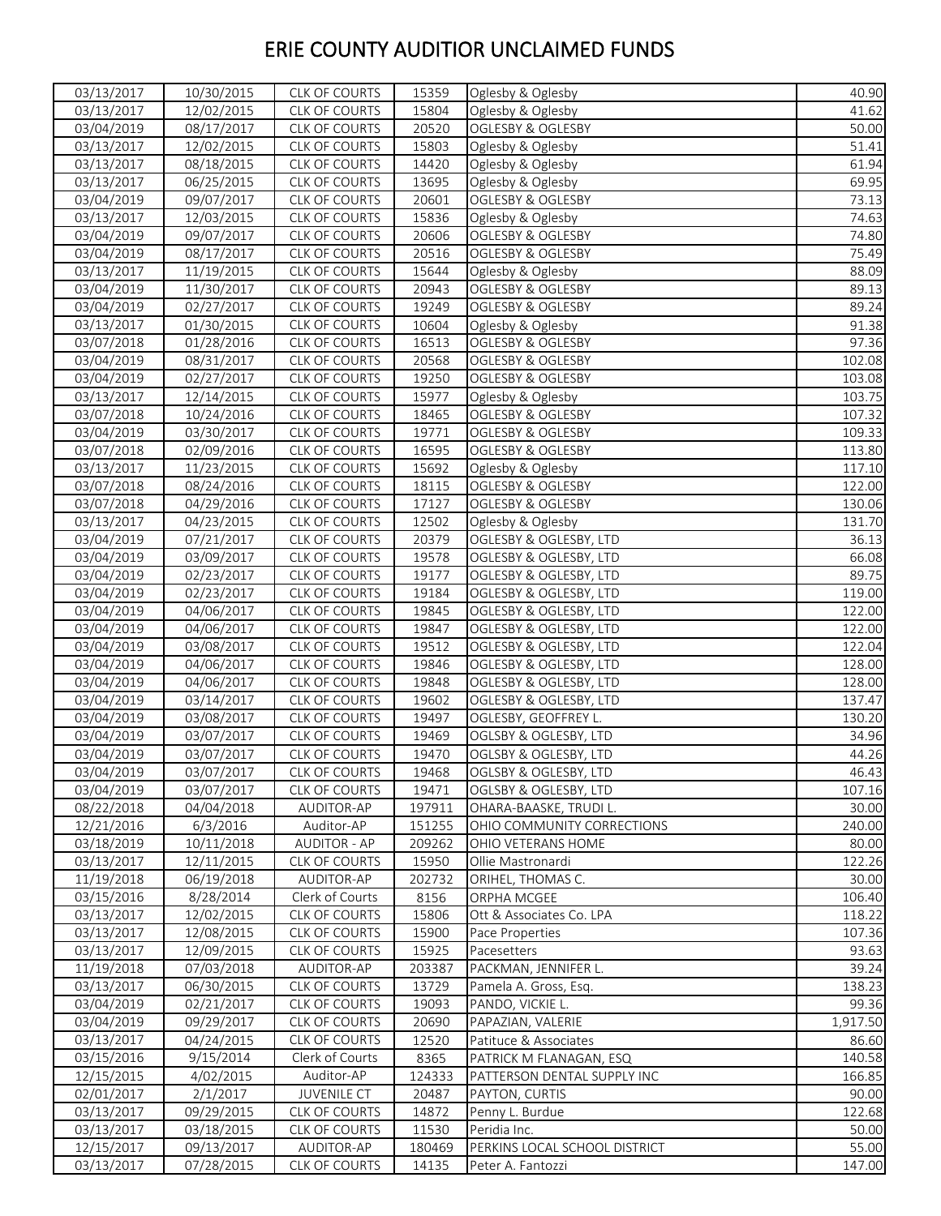# ERIE COUNTY AUDITIOR UNCLAIMED FUNDS

| | | | | | |
|---|---|---|---|---|---|
| 03/13/2017 | 10/30/2015 | CLK OF COURTS | 15359 | Oglesby & Oglesby | 40.90 |
| 03/13/2017 | 12/02/2015 | CLK OF COURTS | 15804 | Oglesby & Oglesby | 41.62 |
| 03/04/2019 | 08/17/2017 | CLK OF COURTS | 20520 | OGLESBY & OGLESBY | 50.00 |
| 03/13/2017 | 12/02/2015 | CLK OF COURTS | 15803 | Oglesby & Oglesby | 51.41 |
| 03/13/2017 | 08/18/2015 | CLK OF COURTS | 14420 | Oglesby & Oglesby | 61.94 |
| 03/13/2017 | 06/25/2015 | CLK OF COURTS | 13695 | Oglesby & Oglesby | 69.95 |
| 03/04/2019 | 09/07/2017 | CLK OF COURTS | 20601 | OGLESBY & OGLESBY | 73.13 |
| 03/13/2017 | 12/03/2015 | CLK OF COURTS | 15836 | Oglesby & Oglesby | 74.63 |
| 03/04/2019 | 09/07/2017 | CLK OF COURTS | 20606 | OGLESBY & OGLESBY | 74.80 |
| 03/04/2019 | 08/17/2017 | CLK OF COURTS | 20516 | OGLESBY & OGLESBY | 75.49 |
| 03/13/2017 | 11/19/2015 | CLK OF COURTS | 15644 | Oglesby & Oglesby | 88.09 |
| 03/04/2019 | 11/30/2017 | CLK OF COURTS | 20943 | OGLESBY & OGLESBY | 89.13 |
| 03/04/2019 | 02/27/2017 | CLK OF COURTS | 19249 | OGLESBY & OGLESBY | 89.24 |
| 03/13/2017 | 01/30/2015 | CLK OF COURTS | 10604 | Oglesby & Oglesby | 91.38 |
| 03/07/2018 | 01/28/2016 | CLK OF COURTS | 16513 | OGLESBY & OGLESBY | 97.36 |
| 03/04/2019 | 08/31/2017 | CLK OF COURTS | 20568 | OGLESBY & OGLESBY | 102.08 |
| 03/04/2019 | 02/27/2017 | CLK OF COURTS | 19250 | OGLESBY & OGLESBY | 103.08 |
| 03/13/2017 | 12/14/2015 | CLK OF COURTS | 15977 | Oglesby & Oglesby | 103.75 |
| 03/07/2018 | 10/24/2016 | CLK OF COURTS | 18465 | OGLESBY & OGLESBY | 107.32 |
| 03/04/2019 | 03/30/2017 | CLK OF COURTS | 19771 | OGLESBY & OGLESBY | 109.33 |
| 03/07/2018 | 02/09/2016 | CLK OF COURTS | 16595 | OGLESBY & OGLESBY | 113.80 |
| 03/13/2017 | 11/23/2015 | CLK OF COURTS | 15692 | Oglesby & Oglesby | 117.10 |
| 03/07/2018 | 08/24/2016 | CLK OF COURTS | 18115 | OGLESBY & OGLESBY | 122.00 |
| 03/07/2018 | 04/29/2016 | CLK OF COURTS | 17127 | OGLESBY & OGLESBY | 130.06 |
| 03/13/2017 | 04/23/2015 | CLK OF COURTS | 12502 | Oglesby & Oglesby | 131.70 |
| 03/04/2019 | 07/21/2017 | CLK OF COURTS | 20379 | OGLESBY & OGLESBY, LTD | 36.13 |
| 03/04/2019 | 03/09/2017 | CLK OF COURTS | 19578 | OGLESBY & OGLESBY, LTD | 66.08 |
| 03/04/2019 | 02/23/2017 | CLK OF COURTS | 19177 | OGLESBY & OGLESBY, LTD | 89.75 |
| 03/04/2019 | 02/23/2017 | CLK OF COURTS | 19184 | OGLESBY & OGLESBY, LTD | 119.00 |
| 03/04/2019 | 04/06/2017 | CLK OF COURTS | 19845 | OGLESBY & OGLESBY, LTD | 122.00 |
| 03/04/2019 | 04/06/2017 | CLK OF COURTS | 19847 | OGLESBY & OGLESBY, LTD | 122.00 |
| 03/04/2019 | 03/08/2017 | CLK OF COURTS | 19512 | OGLESBY & OGLESBY, LTD | 122.04 |
| 03/04/2019 | 04/06/2017 | CLK OF COURTS | 19846 | OGLESBY & OGLESBY, LTD | 128.00 |
| 03/04/2019 | 04/06/2017 | CLK OF COURTS | 19848 | OGLESBY & OGLESBY, LTD | 128.00 |
| 03/04/2019 | 03/14/2017 | CLK OF COURTS | 19602 | OGLESBY & OGLESBY, LTD | 137.47 |
| 03/04/2019 | 03/08/2017 | CLK OF COURTS | 19497 | OGLESBY, GEOFFREY L. | 130.20 |
| 03/04/2019 | 03/07/2017 | CLK OF COURTS | 19469 | OGLSBY & OGLESBY, LTD | 34.96 |
| 03/04/2019 | 03/07/2017 | CLK OF COURTS | 19470 | OGLSBY & OGLESBY, LTD | 44.26 |
| 03/04/2019 | 03/07/2017 | CLK OF COURTS | 19468 | OGLSBY & OGLESBY, LTD | 46.43 |
| 03/04/2019 | 03/07/2017 | CLK OF COURTS | 19471 | OGLSBY & OGLESBY, LTD | 107.16 |
| 08/22/2018 | 04/04/2018 | AUDITOR-AP | 197911 | OHARA-BAASKE, TRUDI L. | 30.00 |
| 12/21/2016 | 6/3/2016 | Auditor-AP | 151255 | OHIO COMMUNITY CORRECTIONS | 240.00 |
| 03/18/2019 | 10/11/2018 | AUDITOR - AP | 209262 | OHIO VETERANS HOME | 80.00 |
| 03/13/2017 | 12/11/2015 | CLK OF COURTS | 15950 | Ollie Mastronardi | 122.26 |
| 11/19/2018 | 06/19/2018 | AUDITOR-AP | 202732 | ORIHEL, THOMAS C. | 30.00 |
| 03/15/2016 | 8/28/2014 | Clerk of Courts | 8156 | ORPHA MCGEE | 106.40 |
| 03/13/2017 | 12/02/2015 | CLK OF COURTS | 15806 | Ott & Associates Co. LPA | 118.22 |
| 03/13/2017 | 12/08/2015 | CLK OF COURTS | 15900 | Pace Properties | 107.36 |
| 03/13/2017 | 12/09/2015 | CLK OF COURTS | 15925 | Pacesetters | 93.63 |
| 11/19/2018 | 07/03/2018 | AUDITOR-AP | 203387 | PACKMAN, JENNIFER L. | 39.24 |
| 03/13/2017 | 06/30/2015 | CLK OF COURTS | 13729 | Pamela A. Gross, Esq. | 138.23 |
| 03/04/2019 | 02/21/2017 | CLK OF COURTS | 19093 | PANDO, VICKIE L. | 99.36 |
| 03/04/2019 | 09/29/2017 | CLK OF COURTS | 20690 | PAPAZIAN, VALERIE | 1,917.50 |
| 03/13/2017 | 04/24/2015 | CLK OF COURTS | 12520 | Patituce & Associates | 86.60 |
| 03/15/2016 | 9/15/2014 | Clerk of Courts | 8365 | PATRICK M FLANAGAN, ESQ | 140.58 |
| 12/15/2015 | 4/02/2015 | Auditor-AP | 124333 | PATTERSON DENTAL SUPPLY INC | 166.85 |
| 02/01/2017 | 2/1/2017 | JUVENILE CT | 20487 | PAYTON, CURTIS | 90.00 |
| 03/13/2017 | 09/29/2015 | CLK OF COURTS | 14872 | Penny L. Burdue | 122.68 |
| 03/13/2017 | 03/18/2015 | CLK OF COURTS | 11530 | Peridia Inc. | 50.00 |
| 12/15/2017 | 09/13/2017 | AUDITOR-AP | 180469 | PERKINS LOCAL SCHOOL DISTRICT | 55.00 |
| 03/13/2017 | 07/28/2015 | CLK OF COURTS | 14135 | Peter A. Fantozzi | 147.00 |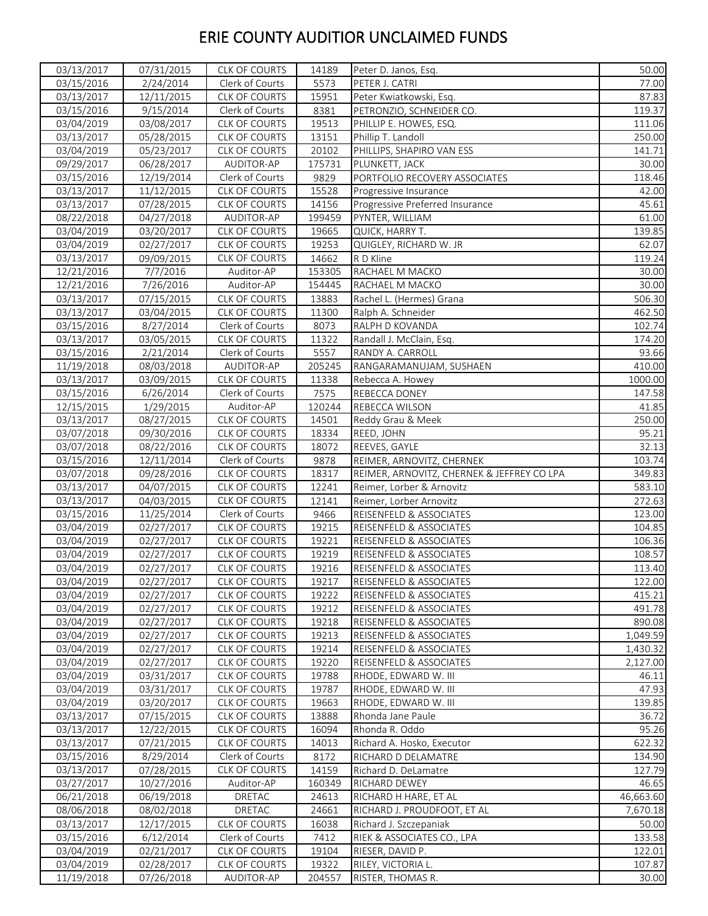# ERIE COUNTY AUDITIOR UNCLAIMED FUNDS

| | | | | | |
|---|---|---|---|---|---|
| 03/13/2017 | 07/31/2015 | CLK OF COURTS | 14189 | Peter D. Janos, Esq. | 50.00 |
| 03/15/2016 | 2/24/2014 | Clerk of Courts | 5573 | PETER J. CATRI | 77.00 |
| 03/13/2017 | 12/11/2015 | CLK OF COURTS | 15951 | Peter Kwiatkowski, Esq. | 87.83 |
| 03/15/2016 | 9/15/2014 | Clerk of Courts | 8381 | PETRONZIO, SCHNEIDER CO. | 119.37 |
| 03/04/2019 | 03/08/2017 | CLK OF COURTS | 19513 | PHILLIP E. HOWES, ESQ. | 111.06 |
| 03/13/2017 | 05/28/2015 | CLK OF COURTS | 13151 | Phillip T. Landoll | 250.00 |
| 03/04/2019 | 05/23/2017 | CLK OF COURTS | 20102 | PHILLIPS, SHAPIRO VAN ESS | 141.71 |
| 09/29/2017 | 06/28/2017 | AUDITOR-AP | 175731 | PLUNKETT, JACK | 30.00 |
| 03/15/2016 | 12/19/2014 | Clerk of Courts | 9829 | PORTFOLIO RECOVERY ASSOCIATES | 118.46 |
| 03/13/2017 | 11/12/2015 | CLK OF COURTS | 15528 | Progressive Insurance | 42.00 |
| 03/13/2017 | 07/28/2015 | CLK OF COURTS | 14156 | Progressive Preferred Insurance | 45.61 |
| 08/22/2018 | 04/27/2018 | AUDITOR-AP | 199459 | PYNTER, WILLIAM | 61.00 |
| 03/04/2019 | 03/20/2017 | CLK OF COURTS | 19665 | QUICK, HARRY T. | 139.85 |
| 03/04/2019 | 02/27/2017 | CLK OF COURTS | 19253 | QUIGLEY, RICHARD W. JR | 62.07 |
| 03/13/2017 | 09/09/2015 | CLK OF COURTS | 14662 | R D Kline | 119.24 |
| 12/21/2016 | 7/7/2016 | Auditor-AP | 153305 | RACHAEL M MACKO | 30.00 |
| 12/21/2016 | 7/26/2016 | Auditor-AP | 154445 | RACHAEL M MACKO | 30.00 |
| 03/13/2017 | 07/15/2015 | CLK OF COURTS | 13883 | Rachel L. (Hermes) Grana | 506.30 |
| 03/13/2017 | 03/04/2015 | CLK OF COURTS | 11300 | Ralph A. Schneider | 462.50 |
| 03/15/2016 | 8/27/2014 | Clerk of Courts | 8073 | RALPH D KOVANDA | 102.74 |
| 03/13/2017 | 03/05/2015 | CLK OF COURTS | 11322 | Randall J. McClain, Esq. | 174.20 |
| 03/15/2016 | 2/21/2014 | Clerk of Courts | 5557 | RANDY A. CARROLL | 93.66 |
| 11/19/2018 | 08/03/2018 | AUDITOR-AP | 205245 | RANGARAMANUJAM, SUSHAEN | 410.00 |
| 03/13/2017 | 03/09/2015 | CLK OF COURTS | 11338 | Rebecca A. Howey | 1000.00 |
| 03/15/2016 | 6/26/2014 | Clerk of Courts | 7575 | REBECCA DONEY | 147.58 |
| 12/15/2015 | 1/29/2015 | Auditor-AP | 120244 | REBECCA WILSON | 41.85 |
| 03/13/2017 | 08/27/2015 | CLK OF COURTS | 14501 | Reddy Grau & Meek | 250.00 |
| 03/07/2018 | 09/30/2016 | CLK OF COURTS | 18334 | REED, JOHN | 95.21 |
| 03/07/2018 | 08/22/2016 | CLK OF COURTS | 18072 | REEVES, GAYLE | 32.13 |
| 03/15/2016 | 12/11/2014 | Clerk of Courts | 9878 | REIMER, ARNOVITZ, CHERNEK | 103.74 |
| 03/07/2018 | 09/28/2016 | CLK OF COURTS | 18317 | REIMER, ARNOVITZ, CHERNEK & JEFFREY CO LPA | 349.83 |
| 03/13/2017 | 04/07/2015 | CLK OF COURTS | 12241 | Reimer, Lorber & Arnovitz | 583.10 |
| 03/13/2017 | 04/03/2015 | CLK OF COURTS | 12141 | Reimer, Lorber Arnovitz | 272.63 |
| 03/15/2016 | 11/25/2014 | Clerk of Courts | 9466 | REISENFELD & ASSOCIATES | 123.00 |
| 03/04/2019 | 02/27/2017 | CLK OF COURTS | 19215 | REISENFELD & ASSOCIATES | 104.85 |
| 03/04/2019 | 02/27/2017 | CLK OF COURTS | 19221 | REISENFELD & ASSOCIATES | 106.36 |
| 03/04/2019 | 02/27/2017 | CLK OF COURTS | 19219 | REISENFELD & ASSOCIATES | 108.57 |
| 03/04/2019 | 02/27/2017 | CLK OF COURTS | 19216 | REISENFELD & ASSOCIATES | 113.40 |
| 03/04/2019 | 02/27/2017 | CLK OF COURTS | 19217 | REISENFELD & ASSOCIATES | 122.00 |
| 03/04/2019 | 02/27/2017 | CLK OF COURTS | 19222 | REISENFELD & ASSOCIATES | 415.21 |
| 03/04/2019 | 02/27/2017 | CLK OF COURTS | 19212 | REISENFELD & ASSOCIATES | 491.78 |
| 03/04/2019 | 02/27/2017 | CLK OF COURTS | 19218 | REISENFELD & ASSOCIATES | 890.08 |
| 03/04/2019 | 02/27/2017 | CLK OF COURTS | 19213 | REISENFELD & ASSOCIATES | 1,049.59 |
| 03/04/2019 | 02/27/2017 | CLK OF COURTS | 19214 | REISENFELD & ASSOCIATES | 1,430.32 |
| 03/04/2019 | 02/27/2017 | CLK OF COURTS | 19220 | REISENFELD & ASSOCIATES | 2,127.00 |
| 03/04/2019 | 03/31/2017 | CLK OF COURTS | 19788 | RHODE, EDWARD W. III | 46.11 |
| 03/04/2019 | 03/31/2017 | CLK OF COURTS | 19787 | RHODE, EDWARD W. III | 47.93 |
| 03/04/2019 | 03/20/2017 | CLK OF COURTS | 19663 | RHODE, EDWARD W. III | 139.85 |
| 03/13/2017 | 07/15/2015 | CLK OF COURTS | 13888 | Rhonda Jane Paule | 36.72 |
| 03/13/2017 | 12/22/2015 | CLK OF COURTS | 16094 | Rhonda R. Oddo | 95.26 |
| 03/13/2017 | 07/21/2015 | CLK OF COURTS | 14013 | Richard A. Hosko, Executor | 622.32 |
| 03/15/2016 | 8/29/2014 | Clerk of Courts | 8172 | RICHARD D DELAMATRE | 134.90 |
| 03/13/2017 | 07/28/2015 | CLK OF COURTS | 14159 | Richard D. DeLamatre | 127.79 |
| 03/27/2017 | 10/27/2016 | Auditor-AP | 160349 | RICHARD DEWEY | 46.65 |
| 06/21/2018 | 06/19/2018 | DRETAC | 24613 | RICHARD H HARE, ET AL | 46,663.60 |
| 08/06/2018 | 08/02/2018 | DRETAC | 24661 | RICHARD J. PROUDFOOT, ET AL | 7,670.18 |
| 03/13/2017 | 12/17/2015 | CLK OF COURTS | 16038 | Richard J. Szczepaniak | 50.00 |
| 03/15/2016 | 6/12/2014 | Clerk of Courts | 7412 | RIEK & ASSOCIATES CO., LPA | 133.58 |
| 03/04/2019 | 02/21/2017 | CLK OF COURTS | 19104 | RIESER, DAVID P. | 122.01 |
| 03/04/2019 | 02/28/2017 | CLK OF COURTS | 19322 | RILEY, VICTORIA L. | 107.87 |
| 11/19/2018 | 07/26/2018 | AUDITOR-AP | 204557 | RISTER, THOMAS R. | 30.00 |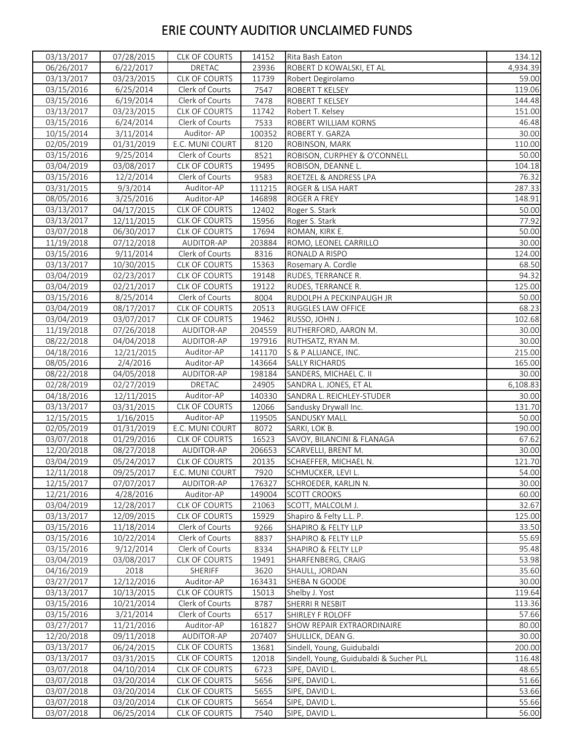# ERIE COUNTY AUDITIOR UNCLAIMED FUNDS

| | | | | | |
|---|---|---|---|---|---|
| 03/13/2017 | 07/28/2015 | CLK OF COURTS | 14152 | Rita Bash Eaton | 134.12 |
| 06/26/2017 | 6/22/2017 | DRETAC | 23936 | ROBERT D KOWALSKI, ET AL | 4,934.39 |
| 03/13/2017 | 03/23/2015 | CLK OF COURTS | 11739 | Robert Degirolamo | 59.00 |
| 03/15/2016 | 6/25/2014 | Clerk of Courts | 7547 | ROBERT T KELSEY | 119.06 |
| 03/15/2016 | 6/19/2014 | Clerk of Courts | 7478 | ROBERT T KELSEY | 144.48 |
| 03/13/2017 | 03/23/2015 | CLK OF COURTS | 11742 | Robert T. Kelsey | 151.00 |
| 03/15/2016 | 6/24/2014 | Clerk of Courts | 7533 | ROBERT WILLIAM KORNS | 46.48 |
| 10/15/2014 | 3/11/2014 | Auditor- AP | 100352 | ROBERT Y. GARZA | 30.00 |
| 02/05/2019 | 01/31/2019 | E.C. MUNI COURT | 8120 | ROBINSON, MARK | 110.00 |
| 03/15/2016 | 9/25/2014 | Clerk of Courts | 8521 | ROBISON, CURPHEY & O'CONNELL | 50.00 |
| 03/04/2019 | 03/08/2017 | CLK OF COURTS | 19495 | ROBISON, DEANNE L. | 104.18 |
| 03/15/2016 | 12/2/2014 | Clerk of Courts | 9583 | ROETZEL & ANDRESS LPA | 76.32 |
| 03/31/2015 | 9/3/2014 | Auditor-AP | 111215 | ROGER & LISA HART | 287.33 |
| 08/05/2016 | 3/25/2016 | Auditor-AP | 146898 | ROGER A FREY | 148.91 |
| 03/13/2017 | 04/17/2015 | CLK OF COURTS | 12402 | Roger S. Stark | 50.00 |
| 03/13/2017 | 12/11/2015 | CLK OF COURTS | 15956 | Roger S. Stark | 77.92 |
| 03/07/2018 | 06/30/2017 | CLK OF COURTS | 17694 | ROMAN, KIRK E. | 50.00 |
| 11/19/2018 | 07/12/2018 | AUDITOR-AP | 203884 | ROMO, LEONEL CARRILLO | 30.00 |
| 03/15/2016 | 9/11/2014 | Clerk of Courts | 8316 | RONALD A RISPO | 124.00 |
| 03/13/2017 | 10/30/2015 | CLK OF COURTS | 15363 | Rosemary A. Cordle | 68.50 |
| 03/04/2019 | 02/23/2017 | CLK OF COURTS | 19148 | RUDES, TERRANCE R. | 94.32 |
| 03/04/2019 | 02/21/2017 | CLK OF COURTS | 19122 | RUDES, TERRANCE R. | 125.00 |
| 03/15/2016 | 8/25/2014 | Clerk of Courts | 8004 | RUDOLPH A PECKINPAUGH JR | 50.00 |
| 03/04/2019 | 08/17/2017 | CLK OF COURTS | 20513 | RUGGLES LAW OFFICE | 68.23 |
| 03/04/2019 | 03/07/2017 | CLK OF COURTS | 19462 | RUSSO, JOHN J. | 102.68 |
| 11/19/2018 | 07/26/2018 | AUDITOR-AP | 204559 | RUTHERFORD, AARON M. | 30.00 |
| 08/22/2018 | 04/04/2018 | AUDITOR-AP | 197916 | RUTHSATZ, RYAN M. | 30.00 |
| 04/18/2016 | 12/21/2015 | Auditor-AP | 141170 | S & P ALLIANCE, INC. | 215.00 |
| 08/05/2016 | 2/4/2016 | Auditor-AP | 143664 | SALLY RICHARDS | 165.00 |
| 08/22/2018 | 04/05/2018 | AUDITOR-AP | 198184 | SANDERS, MICHAEL C. II | 30.00 |
| 02/28/2019 | 02/27/2019 | DRETAC | 24905 | SANDRA L. JONES, ET AL | 6,108.83 |
| 04/18/2016 | 12/11/2015 | Auditor-AP | 140330 | SANDRA L. REICHLEY-STUDER | 30.00 |
| 03/13/2017 | 03/31/2015 | CLK OF COURTS | 12066 | Sandusky Drywall Inc. | 131.70 |
| 12/15/2015 | 1/16/2015 | Auditor-AP | 119505 | SANDUSKY MALL | 50.00 |
| 02/05/2019 | 01/31/2019 | E.C. MUNI COURT | 8072 | SARKI, LOK B. | 190.00 |
| 03/07/2018 | 01/29/2016 | CLK OF COURTS | 16523 | SAVOY, BILANCINI & FLANAGA | 67.62 |
| 12/20/2018 | 08/27/2018 | AUDITOR-AP | 206653 | SCARVELLI, BRENT M. | 30.00 |
| 03/04/2019 | 05/24/2017 | CLK OF COURTS | 20135 | SCHAEFFER, MICHAEL N. | 121.70 |
| 12/11/2018 | 09/25/2017 | E.C. MUNI COURT | 7920 | SCHMUCKER, LEVI L. | 54.00 |
| 12/15/2017 | 07/07/2017 | AUDITOR-AP | 176327 | SCHROEDER, KARLJN N. | 30.00 |
| 12/21/2016 | 4/28/2016 | Auditor-AP | 149004 | SCOTT CROOKS | 60.00 |
| 03/04/2019 | 12/28/2017 | CLK OF COURTS | 21063 | SCOTT, MALCOLM J. | 32.67 |
| 03/13/2017 | 12/09/2015 | CLK OF COURTS | 15929 | Shapiro & Felty L.L. P. | 125.00 |
| 03/15/2016 | 11/18/2014 | Clerk of Courts | 9266 | SHAPIRO & FELTY LLP | 33.50 |
| 03/15/2016 | 10/22/2014 | Clerk of Courts | 8837 | SHAPIRO & FELTY LLP | 55.69 |
| 03/15/2016 | 9/12/2014 | Clerk of Courts | 8334 | SHAPIRO & FELTY LLP | 95.48 |
| 03/04/2019 | 03/08/2017 | CLK OF COURTS | 19491 | SHARFENBERG, CRAIG | 53.98 |
| 04/16/2019 | 2018 | SHERIFF | 3620 | SHAULL, JORDAN | 35.60 |
| 03/27/2017 | 12/12/2016 | Auditor-AP | 163431 | SHEBA N GOODE | 30.00 |
| 03/13/2017 | 10/13/2015 | CLK OF COURTS | 15013 | Shelby J. Yost | 119.64 |
| 03/15/2016 | 10/21/2014 | Clerk of Courts | 8787 | SHERRI R NESBIT | 113.36 |
| 03/15/2016 | 3/21/2014 | Clerk of Courts | 6517 | SHIRLEY F ROLOFF | 57.66 |
| 03/27/2017 | 11/21/2016 | Auditor-AP | 161827 | SHOW REPAIR EXTRAORDINAIRE | 80.00 |
| 12/20/2018 | 09/11/2018 | AUDITOR-AP | 207407 | SHULLICK, DEAN G. | 30.00 |
| 03/13/2017 | 06/24/2015 | CLK OF COURTS | 13681 | Sindell, Young, Guidubaldi | 200.00 |
| 03/13/2017 | 03/31/2015 | CLK OF COURTS | 12018 | Sindell, Young, Guidubaldi & Sucher PLL | 116.48 |
| 03/07/2018 | 04/10/2014 | CLK OF COURTS | 6723 | SIPE, DAVID L. | 48.65 |
| 03/07/2018 | 03/20/2014 | CLK OF COURTS | 5656 | SIPE, DAVID L. | 51.66 |
| 03/07/2018 | 03/20/2014 | CLK OF COURTS | 5655 | SIPE, DAVID L. | 53.66 |
| 03/07/2018 | 03/20/2014 | CLK OF COURTS | 5654 | SIPE, DAVID L. | 55.66 |
| 03/07/2018 | 06/25/2014 | CLK OF COURTS | 7540 | SIPE, DAVID L. | 56.00 |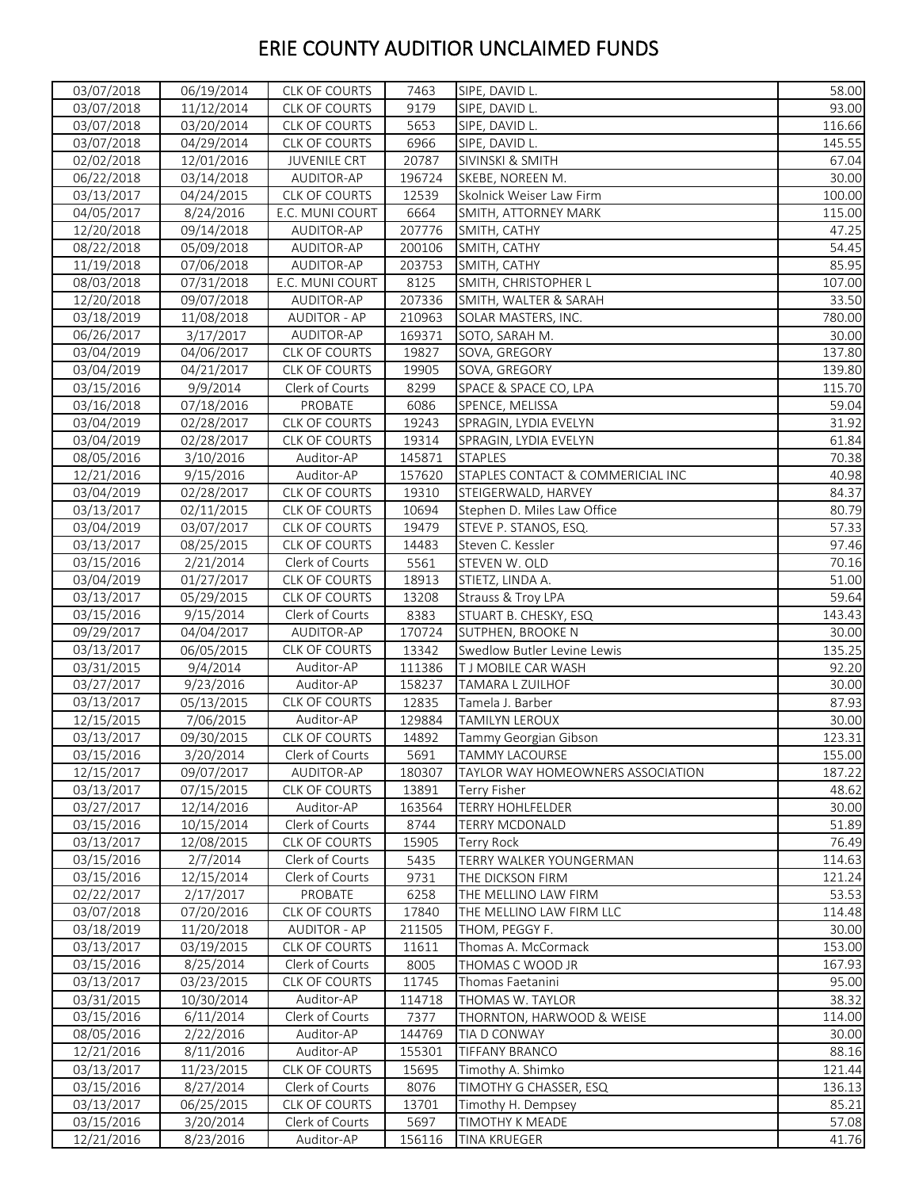# ERIE COUNTY AUDITIOR UNCLAIMED FUNDS

| | | | | | |
|---|---|---|---|---|---|
| 03/07/2018 | 06/19/2014 | CLK OF COURTS | 7463 | SIPE, DAVID L. | 58.00 |
| 03/07/2018 | 11/12/2014 | CLK OF COURTS | 9179 | SIPE, DAVID L. | 93.00 |
| 03/07/2018 | 03/20/2014 | CLK OF COURTS | 5653 | SIPE, DAVID L. | 116.66 |
| 03/07/2018 | 04/29/2014 | CLK OF COURTS | 6966 | SIPE, DAVID L. | 145.55 |
| 02/02/2018 | 12/01/2016 | JUVENILE CRT | 20787 | SIVINSKI & SMITH | 67.04 |
| 06/22/2018 | 03/14/2018 | AUDITOR-AP | 196724 | SKEBE, NOREEN M. | 30.00 |
| 03/13/2017 | 04/24/2015 | CLK OF COURTS | 12539 | Skolnick Weiser Law Firm | 100.00 |
| 04/05/2017 | 8/24/2016 | E.C. MUNI COURT | 6664 | SMITH, ATTORNEY MARK | 115.00 |
| 12/20/2018 | 09/14/2018 | AUDITOR-AP | 207776 | SMITH, CATHY | 47.25 |
| 08/22/2018 | 05/09/2018 | AUDITOR-AP | 200106 | SMITH, CATHY | 54.45 |
| 11/19/2018 | 07/06/2018 | AUDITOR-AP | 203753 | SMITH, CATHY | 85.95 |
| 08/03/2018 | 07/31/2018 | E.C. MUNI COURT | 8125 | SMITH, CHRISTOPHER L | 107.00 |
| 12/20/2018 | 09/07/2018 | AUDITOR-AP | 207336 | SMITH, WALTER & SARAH | 33.50 |
| 03/18/2019 | 11/08/2018 | AUDITOR - AP | 210963 | SOLAR MASTERS, INC. | 780.00 |
| 06/26/2017 | 3/17/2017 | AUDITOR-AP | 169371 | SOTO, SARAH M. | 30.00 |
| 03/04/2019 | 04/06/2017 | CLK OF COURTS | 19827 | SOVA, GREGORY | 137.80 |
| 03/04/2019 | 04/21/2017 | CLK OF COURTS | 19905 | SOVA, GREGORY | 139.80 |
| 03/15/2016 | 9/9/2014 | Clerk of Courts | 8299 | SPACE & SPACE CO, LPA | 115.70 |
| 03/16/2018 | 07/18/2016 | PROBATE | 6086 | SPENCE, MELISSA | 59.04 |
| 03/04/2019 | 02/28/2017 | CLK OF COURTS | 19243 | SPRAGIN, LYDIA EVELYN | 31.92 |
| 03/04/2019 | 02/28/2017 | CLK OF COURTS | 19314 | SPRAGIN, LYDIA EVELYN | 61.84 |
| 08/05/2016 | 3/10/2016 | Auditor-AP | 145871 | STAPLES | 70.38 |
| 12/21/2016 | 9/15/2016 | Auditor-AP | 157620 | STAPLES CONTACT & COMMERICIAL INC | 40.98 |
| 03/04/2019 | 02/28/2017 | CLK OF COURTS | 19310 | STEIGERWALD, HARVEY | 84.37 |
| 03/13/2017 | 02/11/2015 | CLK OF COURTS | 10694 | Stephen D. Miles Law Office | 80.79 |
| 03/04/2019 | 03/07/2017 | CLK OF COURTS | 19479 | STEVE P. STANOS, ESQ. | 57.33 |
| 03/13/2017 | 08/25/2015 | CLK OF COURTS | 14483 | Steven C. Kessler | 97.46 |
| 03/15/2016 | 2/21/2014 | Clerk of Courts | 5561 | STEVEN W. OLD | 70.16 |
| 03/04/2019 | 01/27/2017 | CLK OF COURTS | 18913 | STIETZ, LINDA A. | 51.00 |
| 03/13/2017 | 05/29/2015 | CLK OF COURTS | 13208 | Strauss & Troy LPA | 59.64 |
| 03/15/2016 | 9/15/2014 | Clerk of Courts | 8383 | STUART B. CHESKY, ESQ | 143.43 |
| 09/29/2017 | 04/04/2017 | AUDITOR-AP | 170724 | SUTPHEN, BROOKE N | 30.00 |
| 03/13/2017 | 06/05/2015 | CLK OF COURTS | 13342 | Swedlow Butler Levine Lewis | 135.25 |
| 03/31/2015 | 9/4/2014 | Auditor-AP | 111386 | T J MOBILE CAR WASH | 92.20 |
| 03/27/2017 | 9/23/2016 | Auditor-AP | 158237 | TAMARA L ZUILHOF | 30.00 |
| 03/13/2017 | 05/13/2015 | CLK OF COURTS | 12835 | Tamela J. Barber | 87.93 |
| 12/15/2015 | 7/06/2015 | Auditor-AP | 129884 | TAMILYN LEROUX | 30.00 |
| 03/13/2017 | 09/30/2015 | CLK OF COURTS | 14892 | Tammy Georgian Gibson | 123.31 |
| 03/15/2016 | 3/20/2014 | Clerk of Courts | 5691 | TAMMY LACOURSE | 155.00 |
| 12/15/2017 | 09/07/2017 | AUDITOR-AP | 180307 | TAYLOR WAY HOMEOWNERS ASSOCIATION | 187.22 |
| 03/13/2017 | 07/15/2015 | CLK OF COURTS | 13891 | Terry Fisher | 48.62 |
| 03/27/2017 | 12/14/2016 | Auditor-AP | 163564 | TERRY HOHLFELDER | 30.00 |
| 03/15/2016 | 10/15/2014 | Clerk of Courts | 8744 | TERRY MCDONALD | 51.89 |
| 03/13/2017 | 12/08/2015 | CLK OF COURTS | 15905 | Terry Rock | 76.49 |
| 03/15/2016 | 2/7/2014 | Clerk of Courts | 5435 | TERRY WALKER YOUNGERMAN | 114.63 |
| 03/15/2016 | 12/15/2014 | Clerk of Courts | 9731 | THE DICKSON FIRM | 121.24 |
| 02/22/2017 | 2/17/2017 | PROBATE | 6258 | THE MELLINO LAW FIRM | 53.53 |
| 03/07/2018 | 07/20/2016 | CLK OF COURTS | 17840 | THE MELLINO LAW FIRM LLC | 114.48 |
| 03/18/2019 | 11/20/2018 | AUDITOR - AP | 211505 | THOM, PEGGY F. | 30.00 |
| 03/13/2017 | 03/19/2015 | CLK OF COURTS | 11611 | Thomas A. McCormack | 153.00 |
| 03/15/2016 | 8/25/2014 | Clerk of Courts | 8005 | THOMAS C WOOD JR | 167.93 |
| 03/13/2017 | 03/23/2015 | CLK OF COURTS | 11745 | Thomas Faetanini | 95.00 |
| 03/31/2015 | 10/30/2014 | Auditor-AP | 114718 | THOMAS W. TAYLOR | 38.32 |
| 03/15/2016 | 6/11/2014 | Clerk of Courts | 7377 | THORNTON, HARWOOD & WEISE | 114.00 |
| 08/05/2016 | 2/22/2016 | Auditor-AP | 144769 | TIA D CONWAY | 30.00 |
| 12/21/2016 | 8/11/2016 | Auditor-AP | 155301 | TIFFANY BRANCO | 88.16 |
| 03/13/2017 | 11/23/2015 | CLK OF COURTS | 15695 | Timothy A. Shimko | 121.44 |
| 03/15/2016 | 8/27/2014 | Clerk of Courts | 8076 | TIMOTHY G CHASSER, ESQ | 136.13 |
| 03/13/2017 | 06/25/2015 | CLK OF COURTS | 13701 | Timothy H. Dempsey | 85.21 |
| 03/15/2016 | 3/20/2014 | Clerk of Courts | 5697 | TIMOTHY K MEADE | 57.08 |
| 12/21/2016 | 8/23/2016 | Auditor-AP | 156116 | TINA KRUEGER | 41.76 |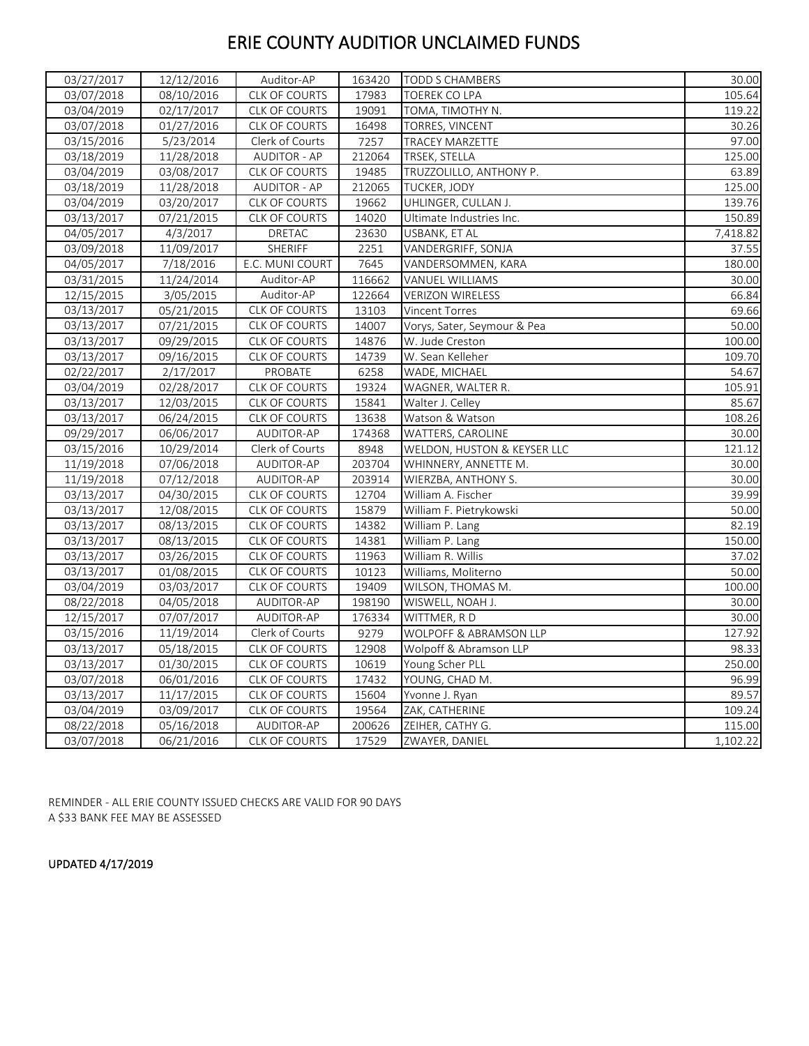# ERIE COUNTY AUDITIOR UNCLAIMED FUNDS

| | | | | | |
|---|---|---|---|---|---|
| 03/27/2017 | 12/12/2016 | Auditor-AP | 163420 | TODD S CHAMBERS | 30.00 |
| 03/07/2018 | 08/10/2016 | CLK OF COURTS | 17983 | TOEREK CO LPA | 105.64 |
| 03/04/2019 | 02/17/2017 | CLK OF COURTS | 19091 | TOMA, TIMOTHY N. | 119.22 |
| 03/07/2018 | 01/27/2016 | CLK OF COURTS | 16498 | TORRES, VINCENT | 30.26 |
| 03/15/2016 | 5/23/2014 | Clerk of Courts | 7257 | TRACEY MARZETTE | 97.00 |
| 03/18/2019 | 11/28/2018 | AUDITOR - AP | 212064 | TRSEK, STELLA | 125.00 |
| 03/04/2019 | 03/08/2017 | CLK OF COURTS | 19485 | TRUZZOLILLO, ANTHONY P. | 63.89 |
| 03/18/2019 | 11/28/2018 | AUDITOR - AP | 212065 | TUCKER, JODY | 125.00 |
| 03/04/2019 | 03/20/2017 | CLK OF COURTS | 19662 | UHLINGER, CULLAN J. | 139.76 |
| 03/13/2017 | 07/21/2015 | CLK OF COURTS | 14020 | Ultimate Industries Inc. | 150.89 |
| 04/05/2017 | 4/3/2017 | DRETAC | 23630 | USBANK, ET AL | 7,418.82 |
| 03/09/2018 | 11/09/2017 | SHERIFF | 2251 | VANDERGRIFF, SONJA | 37.55 |
| 04/05/2017 | 7/18/2016 | E.C. MUNI COURT | 7645 | VANDERSOMMEN, KARA | 180.00 |
| 03/31/2015 | 11/24/2014 | Auditor-AP | 116662 | VANUEL WILLIAMS | 30.00 |
| 12/15/2015 | 3/05/2015 | Auditor-AP | 122664 | VERIZON WIRELESS | 66.84 |
| 03/13/2017 | 05/21/2015 | CLK OF COURTS | 13103 | Vincent Torres | 69.66 |
| 03/13/2017 | 07/21/2015 | CLK OF COURTS | 14007 | Vorys, Sater, Seymour & Pea | 50.00 |
| 03/13/2017 | 09/29/2015 | CLK OF COURTS | 14876 | W. Jude Creston | 100.00 |
| 03/13/2017 | 09/16/2015 | CLK OF COURTS | 14739 | W. Sean Kelleher | 109.70 |
| 02/22/2017 | 2/17/2017 | PROBATE | 6258 | WADE, MICHAEL | 54.67 |
| 03/04/2019 | 02/28/2017 | CLK OF COURTS | 19324 | WAGNER, WALTER R. | 105.91 |
| 03/13/2017 | 12/03/2015 | CLK OF COURTS | 15841 | Walter J. Celley | 85.67 |
| 03/13/2017 | 06/24/2015 | CLK OF COURTS | 13638 | Watson & Watson | 108.26 |
| 09/29/2017 | 06/06/2017 | AUDITOR-AP | 174368 | WATTERS, CAROLINE | 30.00 |
| 03/15/2016 | 10/29/2014 | Clerk of Courts | 8948 | WELDON, HUSTON & KEYSER LLC | 121.12 |
| 11/19/2018 | 07/06/2018 | AUDITOR-AP | 203704 | WHINNERY, ANNETTE M. | 30.00 |
| 11/19/2018 | 07/12/2018 | AUDITOR-AP | 203914 | WIERZBA, ANTHONY S. | 30.00 |
| 03/13/2017 | 04/30/2015 | CLK OF COURTS | 12704 | William A. Fischer | 39.99 |
| 03/13/2017 | 12/08/2015 | CLK OF COURTS | 15879 | William F. Pietrykowski | 50.00 |
| 03/13/2017 | 08/13/2015 | CLK OF COURTS | 14382 | William P. Lang | 82.19 |
| 03/13/2017 | 08/13/2015 | CLK OF COURTS | 14381 | William P. Lang | 150.00 |
| 03/13/2017 | 03/26/2015 | CLK OF COURTS | 11963 | William R. Willis | 37.02 |
| 03/13/2017 | 01/08/2015 | CLK OF COURTS | 10123 | Williams, Moliterno | 50.00 |
| 03/04/2019 | 03/03/2017 | CLK OF COURTS | 19409 | WILSON, THOMAS M. | 100.00 |
| 08/22/2018 | 04/05/2018 | AUDITOR-AP | 198190 | WISWELL, NOAH J. | 30.00 |
| 12/15/2017 | 07/07/2017 | AUDITOR-AP | 176334 | WITTMER, R D | 30.00 |
| 03/15/2016 | 11/19/2014 | Clerk of Courts | 9279 | WOLPOFF & ABRAMSON LLP | 127.92 |
| 03/13/2017 | 05/18/2015 | CLK OF COURTS | 12908 | Wolpoff & Abramson LLP | 98.33 |
| 03/13/2017 | 01/30/2015 | CLK OF COURTS | 10619 | Young Scher PLL | 250.00 |
| 03/07/2018 | 06/01/2016 | CLK OF COURTS | 17432 | YOUNG, CHAD M. | 96.99 |
| 03/13/2017 | 11/17/2015 | CLK OF COURTS | 15604 | Yvonne J. Ryan | 89.57 |
| 03/04/2019 | 03/09/2017 | CLK OF COURTS | 19564 | ZAK, CATHERINE | 109.24 |
| 08/22/2018 | 05/16/2018 | AUDITOR-AP | 200626 | ZEIHER, CATHY G. | 115.00 |
| 03/07/2018 | 06/21/2016 | CLK OF COURTS | 17529 | ZWAYER, DANIEL | 1,102.22 |

REMINDER - ALL ERIE COUNTY ISSUED CHECKS ARE VALID FOR 90 DAYS
A $33 BANK FEE MAY BE ASSESSED

**UPDATED 4/17/2019**